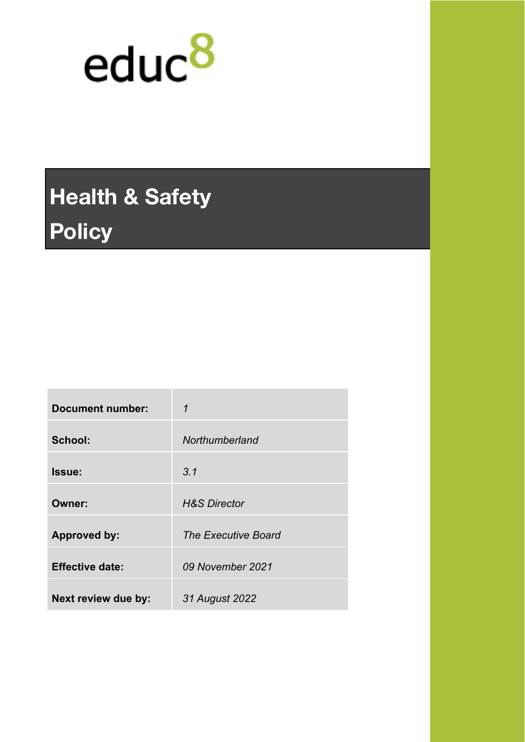educ8

# Health & Safety Policy

| | |
|---|---|
| **Document number:** | *1* |
| **School:** | *Northumberland* |
| **Issue:** | *3.1* |
| **Owner:** | *H&S Director* |
| **Approved by:** | *The Executive Board* |
| **Effective date:** | *09 November 2021* |
| **Next review due by:** | *31 August 2022* |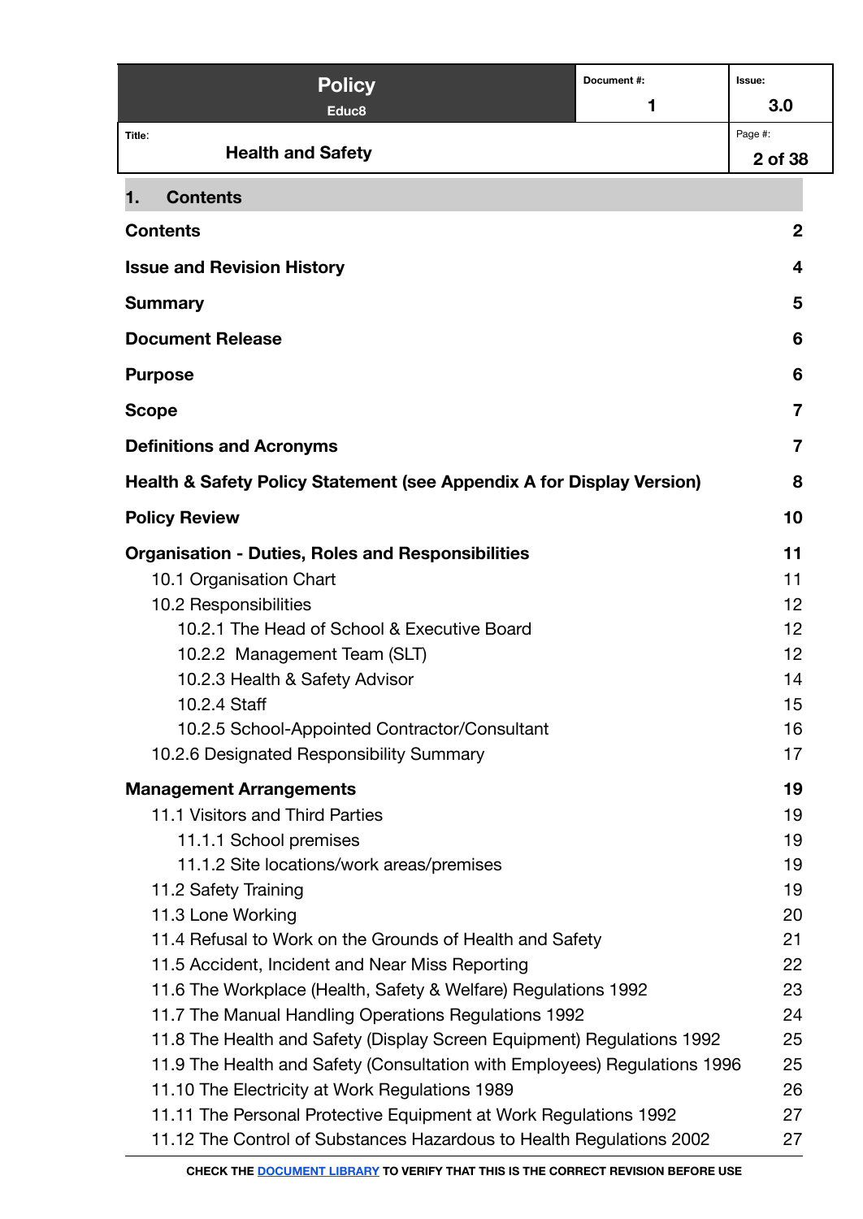## 1. Contents

| | |
|---|---|
| **Contents** | **2** |
| **Issue and Revision History** | **4** |
| **Summary** | **5** |
| **Document Release** | **6** |
| **Purpose** | **6** |
| **Scope** | **7** |
| **Definitions and Acronyms** | **7** |
| **Health & Safety Policy Statement (see Appendix A for Display Version)** | **8** |
| **Policy Review** | **10** |
| **Organisation - Duties, Roles and Responsibilities** | **11** |
| 10.1 Organisation Chart | 11 |
| 10.2 Responsibilities | 12 |
| 10.2.1 The Head of School & Executive Board | 12 |
| 10.2.2 Management Team (SLT) | 12 |
| 10.2.3 Health & Safety Advisor | 14 |
| 10.2.4 Staff | 15 |
| 10.2.5 School-Appointed Contractor/Consultant | 16 |
| 10.2.6 Designated Responsibility Summary | 17 |
| **Management Arrangements** | **19** |
| 11.1 Visitors and Third Parties | 19 |
| 11.1.1 School premises | 19 |
| 11.1.2 Site locations/work areas/premises | 19 |
| 11.2 Safety Training | 19 |
| 11.3 Lone Working | 20 |
| 11.4 Refusal to Work on the Grounds of Health and Safety | 21 |
| 11.5 Accident, Incident and Near Miss Reporting | 22 |
| 11.6 The Workplace (Health, Safety & Welfare) Regulations 1992 | 23 |
| 11.7 The Manual Handling Operations Regulations 1992 | 24 |
| 11.8 The Health and Safety (Display Screen Equipment) Regulations 1992 | 25 |
| 11.9 The Health and Safety (Consultation with Employees) Regulations 1996 | 25 |
| 11.10 The Electricity at Work Regulations 1989 | 26 |
| 11.11 The Personal Protective Equipment at Work Regulations 1992 | 27 |
| 11.12 The Control of Substances Hazardous to Health Regulations 2002 | 27 |

**CHECK THE DOCUMENT LIBRARY TO VERIFY THAT THIS IS THE CORRECT REVISION BEFORE USE**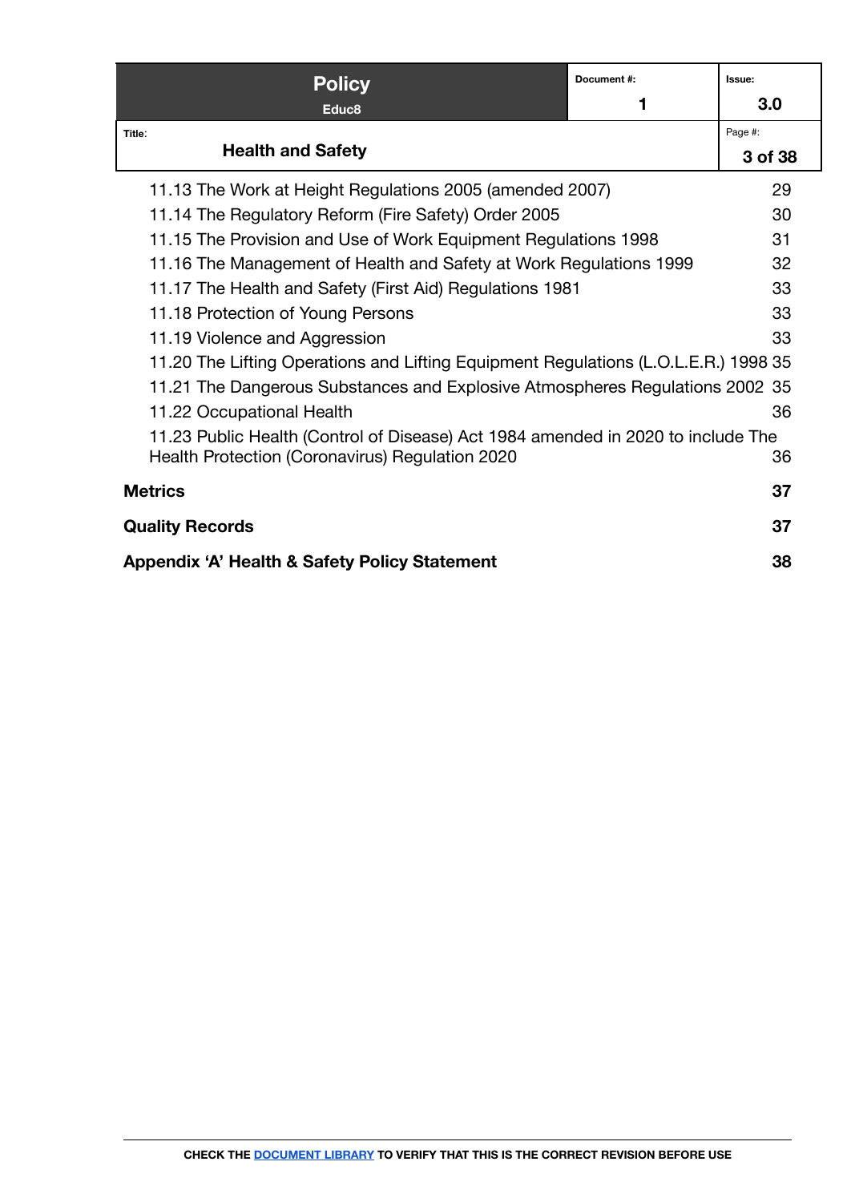11.13 The Work at Height Regulations 2005 (amended 2007) 29
11.14 The Regulatory Reform (Fire Safety) Order 2005 30
11.15 The Provision and Use of Work Equipment Regulations 1998 31
11.16 The Management of Health and Safety at Work Regulations 1999 32
11.17 The Health and Safety (First Aid) Regulations 1981 33
11.18 Protection of Young Persons 33
11.19 Violence and Aggression 33
11.20 The Lifting Operations and Lifting Equipment Regulations (L.O.L.E.R.) 1998 35
11.21 The Dangerous Substances and Explosive Atmospheres Regulations 2002 35
11.22 Occupational Health 36
11.23 Public Health (Control of Disease) Act 1984 amended in 2020 to include The Health Protection (Coronavirus) Regulation 2020 36

**Metrics** **37**

**Quality Records** **37**

**Appendix 'A' Health & Safety Policy Statement** **38**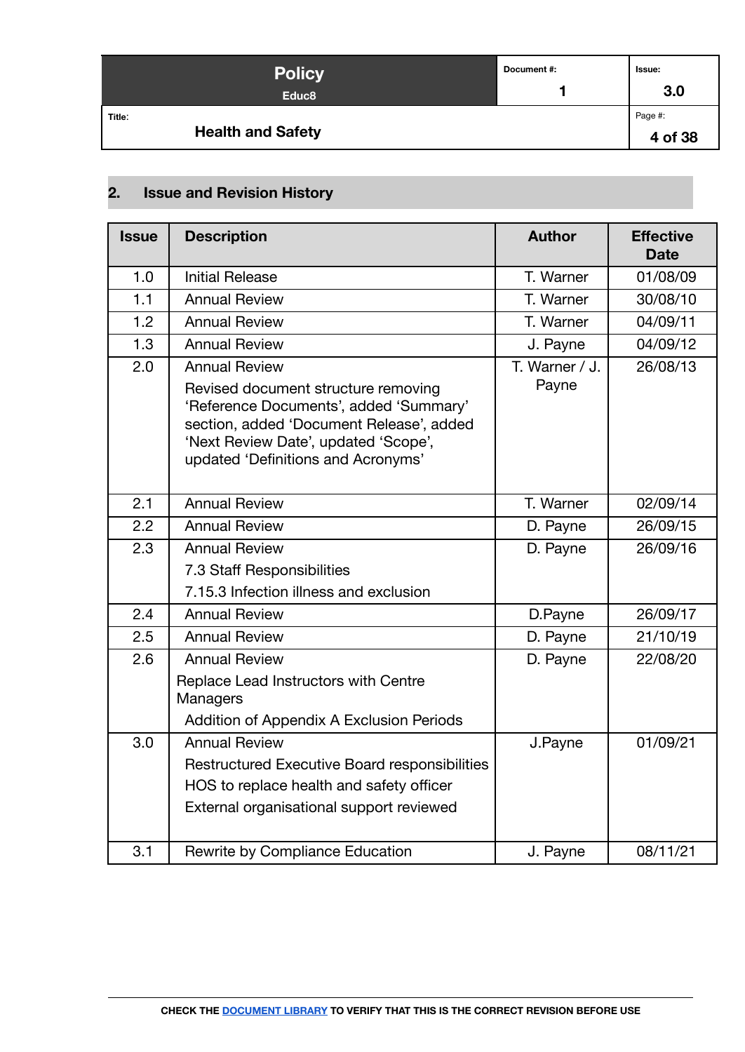## 2. Issue and Revision History

| Issue | Description | Author | Effective Date |
|---|---|---|---|
| 1.0 | Initial Release | T. Warner | 01/08/09 |
| 1.1 | Annual Review | T. Warner | 30/08/10 |
| 1.2 | Annual Review | T. Warner | 04/09/11 |
| 1.3 | Annual Review | J. Payne | 04/09/12 |
| 2.0 | Annual Review<br>Revised document structure removing 'Reference Documents', added 'Summary' section, added 'Document Release', added 'Next Review Date', updated 'Scope', updated 'Definitions and Acronyms' | T. Warner / J. Payne | 26/08/13 |
| 2.1 | Annual Review | T. Warner | 02/09/14 |
| 2.2 | Annual Review | D. Payne | 26/09/15 |
| 2.3 | Annual Review<br>7.3 Staff Responsibilities<br>7.15.3 Infection illness and exclusion | D. Payne | 26/09/16 |
| 2.4 | Annual Review | D.Payne | 26/09/17 |
| 2.5 | Annual Review | D. Payne | 21/10/19 |
| 2.6 | Annual Review<br>Replace Lead Instructors with Centre Managers<br>Addition of Appendix A Exclusion Periods | D. Payne | 22/08/20 |
| 3.0 | Annual Review<br>Restructured Executive Board responsibilities<br>HOS to replace health and safety officer<br>External organisational support reviewed | J.Payne | 01/09/21 |
| 3.1 | Rewrite by Compliance Education | J. Payne | 08/11/21 |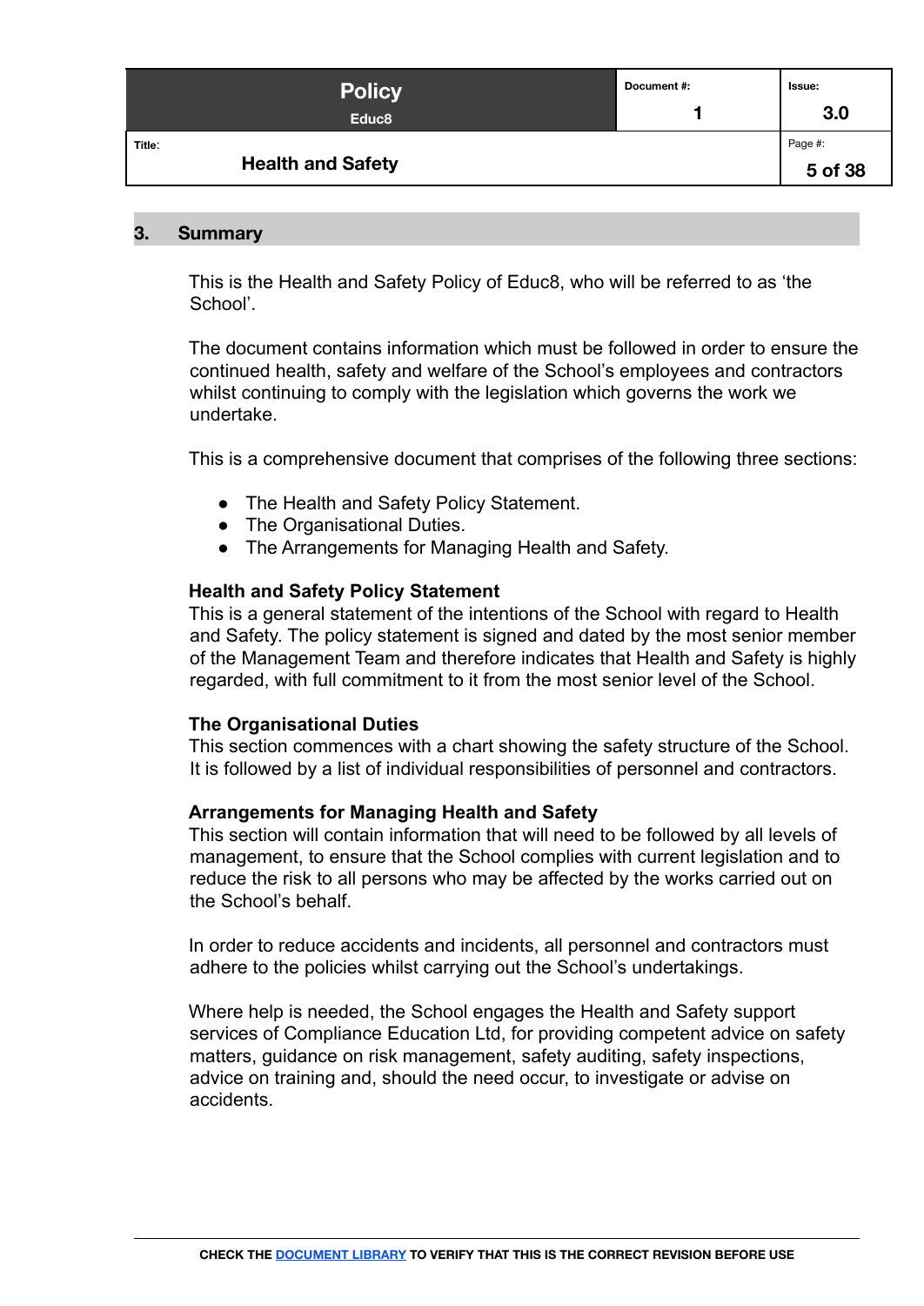## 3. Summary

This is the Health and Safety Policy of Educ8, who will be referred to as 'the School'.

The document contains information which must be followed in order to ensure the continued health, safety and welfare of the School's employees and contractors whilst continuing to comply with the legislation which governs the work we undertake.

This is a comprehensive document that comprises of the following three sections:

- The Health and Safety Policy Statement.
- The Organisational Duties.
- The Arrangements for Managing Health and Safety.

**Health and Safety Policy Statement**
This is a general statement of the intentions of the School with regard to Health and Safety. The policy statement is signed and dated by the most senior member of the Management Team and therefore indicates that Health and Safety is highly regarded, with full commitment to it from the most senior level of the School.

**The Organisational Duties**
This section commences with a chart showing the safety structure of the School. It is followed by a list of individual responsibilities of personnel and contractors.

**Arrangements for Managing Health and Safety**
This section will contain information that will need to be followed by all levels of management, to ensure that the School complies with current legislation and to reduce the risk to all persons who may be affected by the works carried out on the School's behalf.

In order to reduce accidents and incidents, all personnel and contractors must adhere to the policies whilst carrying out the School's undertakings.

Where help is needed, the School engages the Health and Safety support services of Compliance Education Ltd, for providing competent advice on safety matters, guidance on risk management, safety auditing, safety inspections, advice on training and, should the need occur, to investigate or advise on accidents.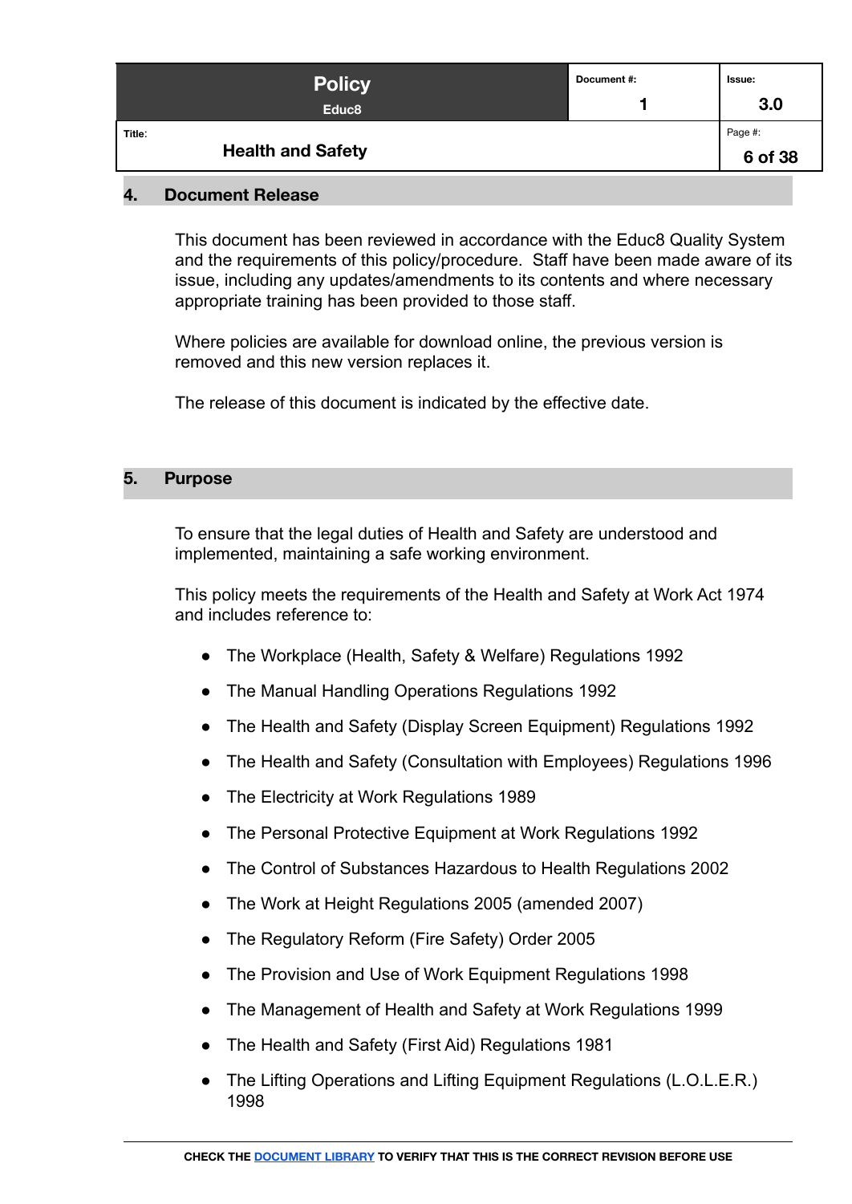## 4. Document Release

This document has been reviewed in accordance with the Educ8 Quality System and the requirements of this policy/procedure. Staff have been made aware of its issue, including any updates/amendments to its contents and where necessary appropriate training has been provided to those staff.

Where policies are available for download online, the previous version is removed and this new version replaces it.

The release of this document is indicated by the effective date.

## 5. Purpose

To ensure that the legal duties of Health and Safety are understood and implemented, maintaining a safe working environment.

This policy meets the requirements of the Health and Safety at Work Act 1974 and includes reference to:

- The Workplace (Health, Safety & Welfare) Regulations 1992
- The Manual Handling Operations Regulations 1992
- The Health and Safety (Display Screen Equipment) Regulations 1992
- The Health and Safety (Consultation with Employees) Regulations 1996
- The Electricity at Work Regulations 1989
- The Personal Protective Equipment at Work Regulations 1992
- The Control of Substances Hazardous to Health Regulations 2002
- The Work at Height Regulations 2005 (amended 2007)
- The Regulatory Reform (Fire Safety) Order 2005
- The Provision and Use of Work Equipment Regulations 1998
- The Management of Health and Safety at Work Regulations 1999
- The Health and Safety (First Aid) Regulations 1981
- The Lifting Operations and Lifting Equipment Regulations (L.O.L.E.R.) 1998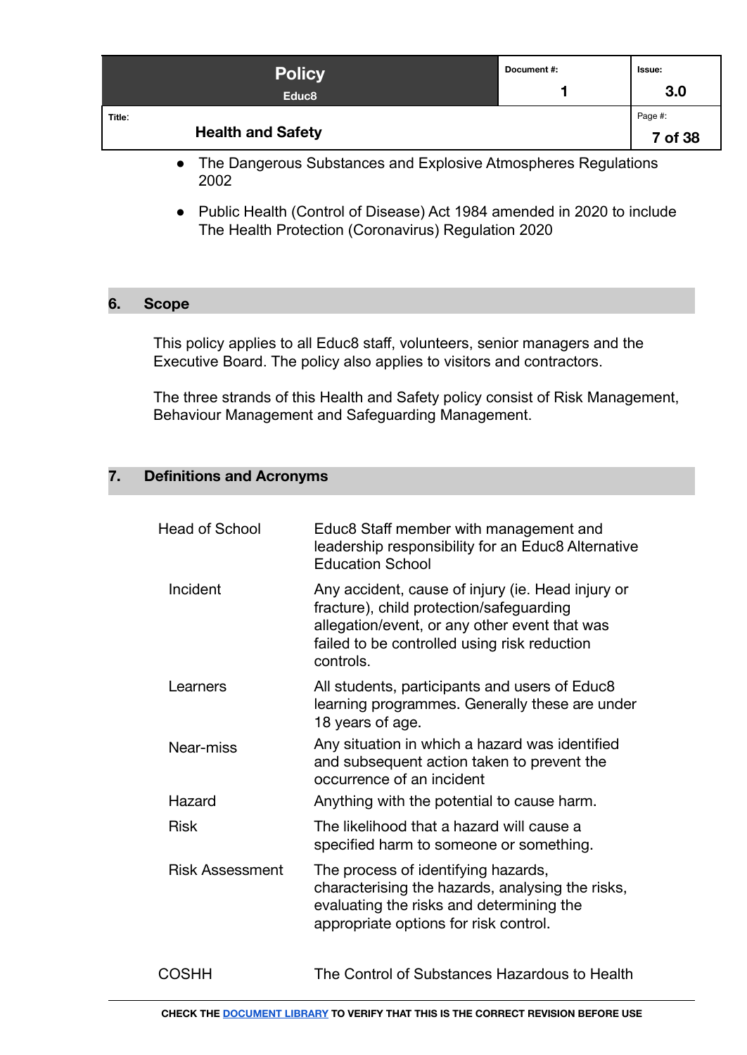- The Dangerous Substances and Explosive Atmospheres Regulations 2002
- Public Health (Control of Disease) Act 1984 amended in 2020 to include The Health Protection (Coronavirus) Regulation 2020

## 6. Scope

This policy applies to all Educ8 staff, volunteers, senior managers and the Executive Board. The policy also applies to visitors and contractors.

The three strands of this Health and Safety policy consist of Risk Management, Behaviour Management and Safeguarding Management.

## 7. Definitions and Acronyms

| Term | Definition |
|---|---|
| Head of School | Educ8 Staff member with management and leadership responsibility for an Educ8 Alternative Education School |
| Incident | Any accident, cause of injury (ie. Head injury or fracture), child protection/safeguarding allegation/event, or any other event that was failed to be controlled using risk reduction controls. |
| Learners | All students, participants and users of Educ8 learning programmes. Generally these are under 18 years of age. |
| Near-miss | Any situation in which a hazard was identified and subsequent action taken to prevent the occurrence of an incident |
| Hazard | Anything with the potential to cause harm. |
| Risk | The likelihood that a hazard will cause a specified harm to someone or something. |
| Risk Assessment | The process of identifying hazards, characterising the hazards, analysing the risks, evaluating the risks and determining the appropriate options for risk control. |
| COSHH | The Control of Substances Hazardous to Health |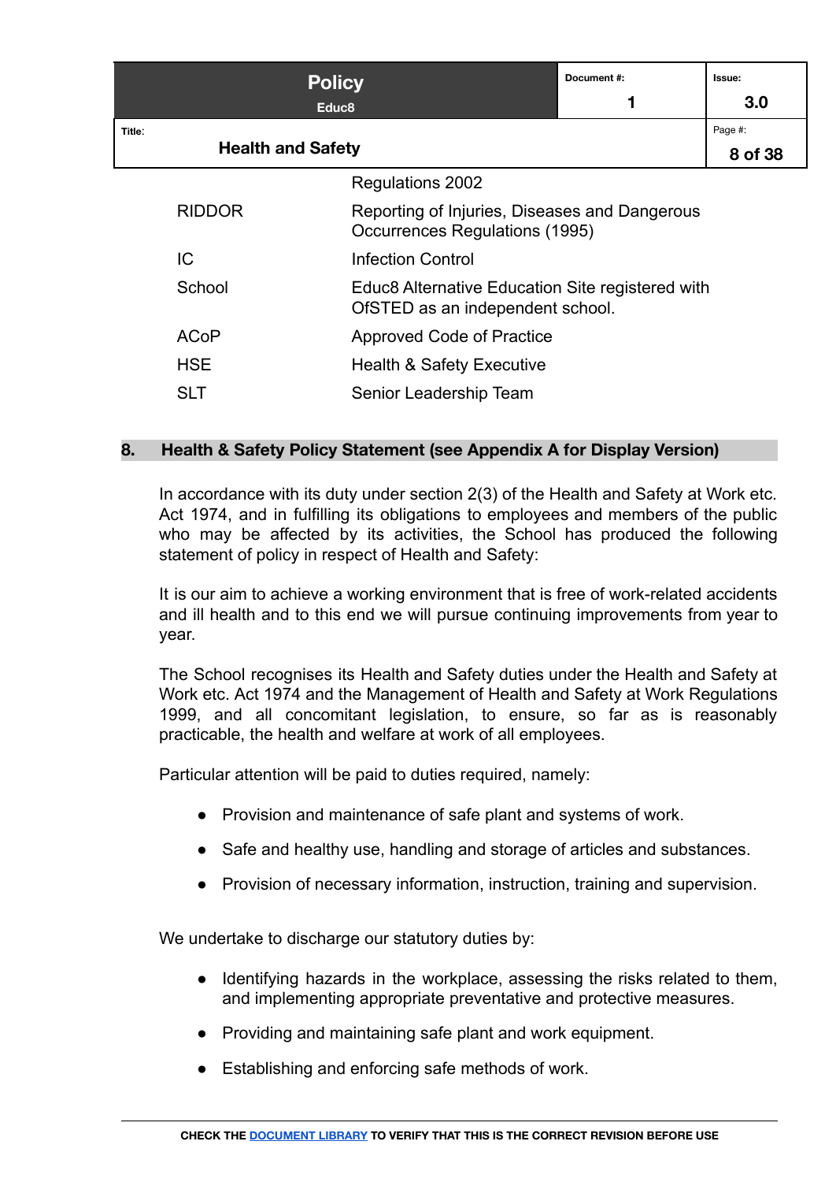| | |
|---|---|
| | Regulations 2002 |
| RIDDOR | Reporting of Injuries, Diseases and Dangerous Occurrences Regulations (1995) |
| IC | Infection Control |
| School | Educ8 Alternative Education Site registered with OfSTED as an independent school. |
| ACoP | Approved Code of Practice |
| HSE | Health & Safety Executive |
| SLT | Senior Leadership Team |

## 8. Health & Safety Policy Statement (see Appendix A for Display Version)

In accordance with its duty under section 2(3) of the Health and Safety at Work etc. Act 1974, and in fulfilling its obligations to employees and members of the public who may be affected by its activities, the School has produced the following statement of policy in respect of Health and Safety:

It is our aim to achieve a working environment that is free of work-related accidents and ill health and to this end we will pursue continuing improvements from year to year.

The School recognises its Health and Safety duties under the Health and Safety at Work etc. Act 1974 and the Management of Health and Safety at Work Regulations 1999, and all concomitant legislation, to ensure, so far as is reasonably practicable, the health and welfare at work of all employees.

Particular attention will be paid to duties required, namely:

- Provision and maintenance of safe plant and systems of work.
- Safe and healthy use, handling and storage of articles and substances.
- Provision of necessary information, instruction, training and supervision.

We undertake to discharge our statutory duties by:

- Identifying hazards in the workplace, assessing the risks related to them, and implementing appropriate preventative and protective measures.
- Providing and maintaining safe plant and work equipment.
- Establishing and enforcing safe methods of work.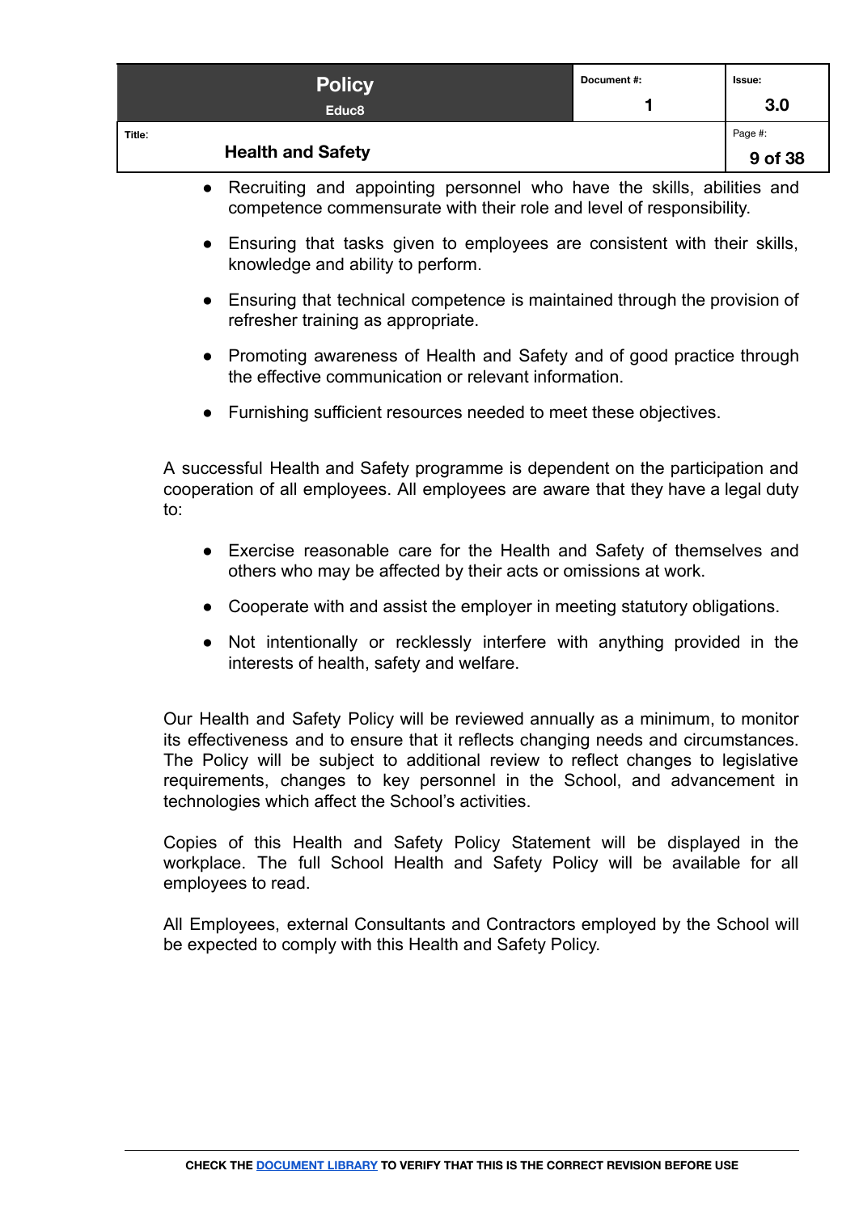- Recruiting and appointing personnel who have the skills, abilities and competence commensurate with their role and level of responsibility.

- Ensuring that tasks given to employees are consistent with their skills, knowledge and ability to perform.

- Ensuring that technical competence is maintained through the provision of refresher training as appropriate.

- Promoting awareness of Health and Safety and of good practice through the effective communication or relevant information.

- Furnishing sufficient resources needed to meet these objectives.

A successful Health and Safety programme is dependent on the participation and cooperation of all employees. All employees are aware that they have a legal duty to:

- Exercise reasonable care for the Health and Safety of themselves and others who may be affected by their acts or omissions at work.

- Cooperate with and assist the employer in meeting statutory obligations.

- Not intentionally or recklessly interfere with anything provided in the interests of health, safety and welfare.

Our Health and Safety Policy will be reviewed annually as a minimum, to monitor its effectiveness and to ensure that it reflects changing needs and circumstances. The Policy will be subject to additional review to reflect changes to legislative requirements, changes to key personnel in the School, and advancement in technologies which affect the School's activities.

Copies of this Health and Safety Policy Statement will be displayed in the workplace. The full School Health and Safety Policy will be available for all employees to read.

All Employees, external Consultants and Contractors employed by the School will be expected to comply with this Health and Safety Policy.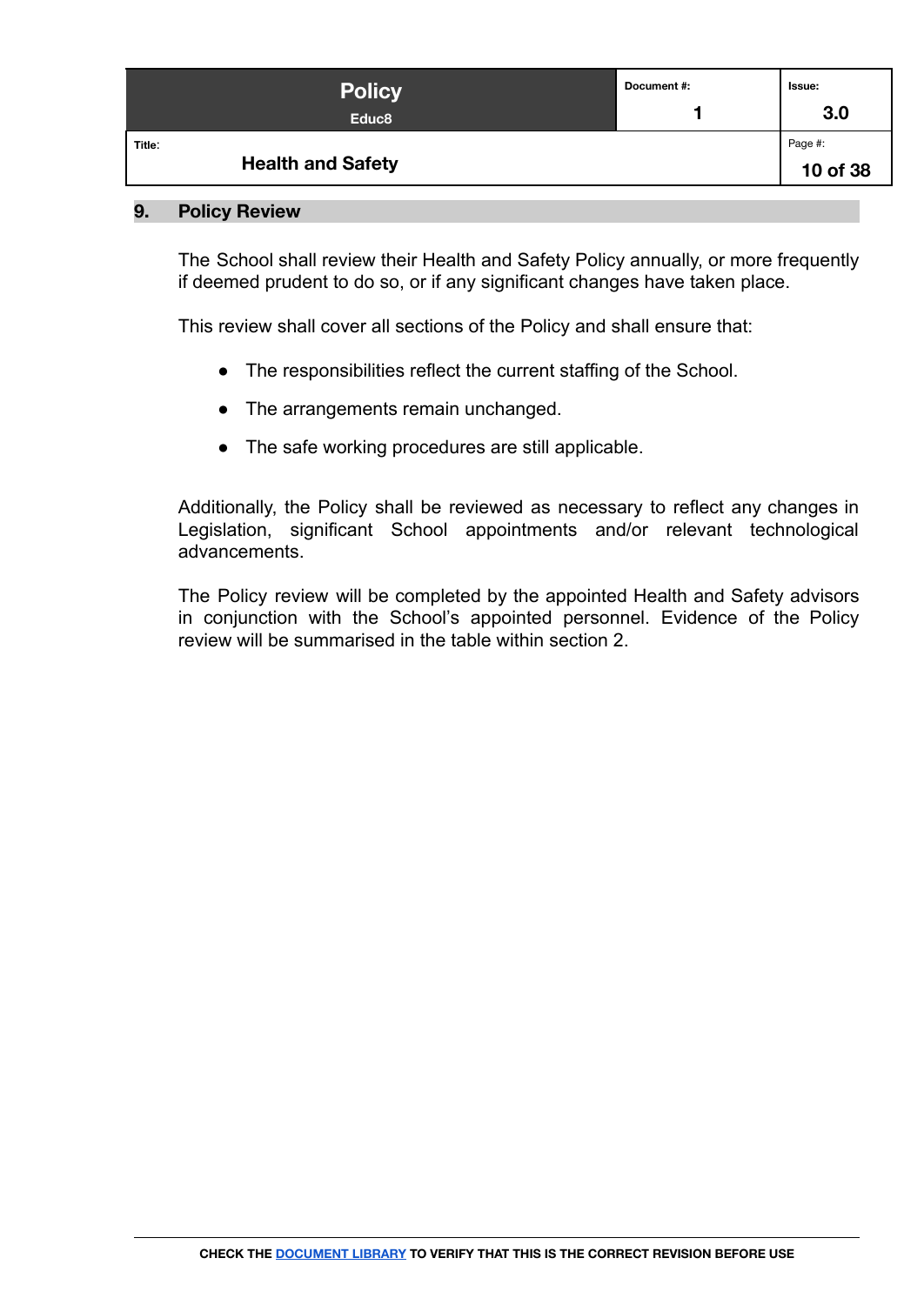## 9. Policy Review

The School shall review their Health and Safety Policy annually, or more frequently if deemed prudent to do so, or if any significant changes have taken place.

This review shall cover all sections of the Policy and shall ensure that:

- The responsibilities reflect the current staffing of the School.
- The arrangements remain unchanged.
- The safe working procedures are still applicable.

Additionally, the Policy shall be reviewed as necessary to reflect any changes in Legislation, significant School appointments and/or relevant technological advancements.

The Policy review will be completed by the appointed Health and Safety advisors in conjunction with the School's appointed personnel. Evidence of the Policy review will be summarised in the table within section 2.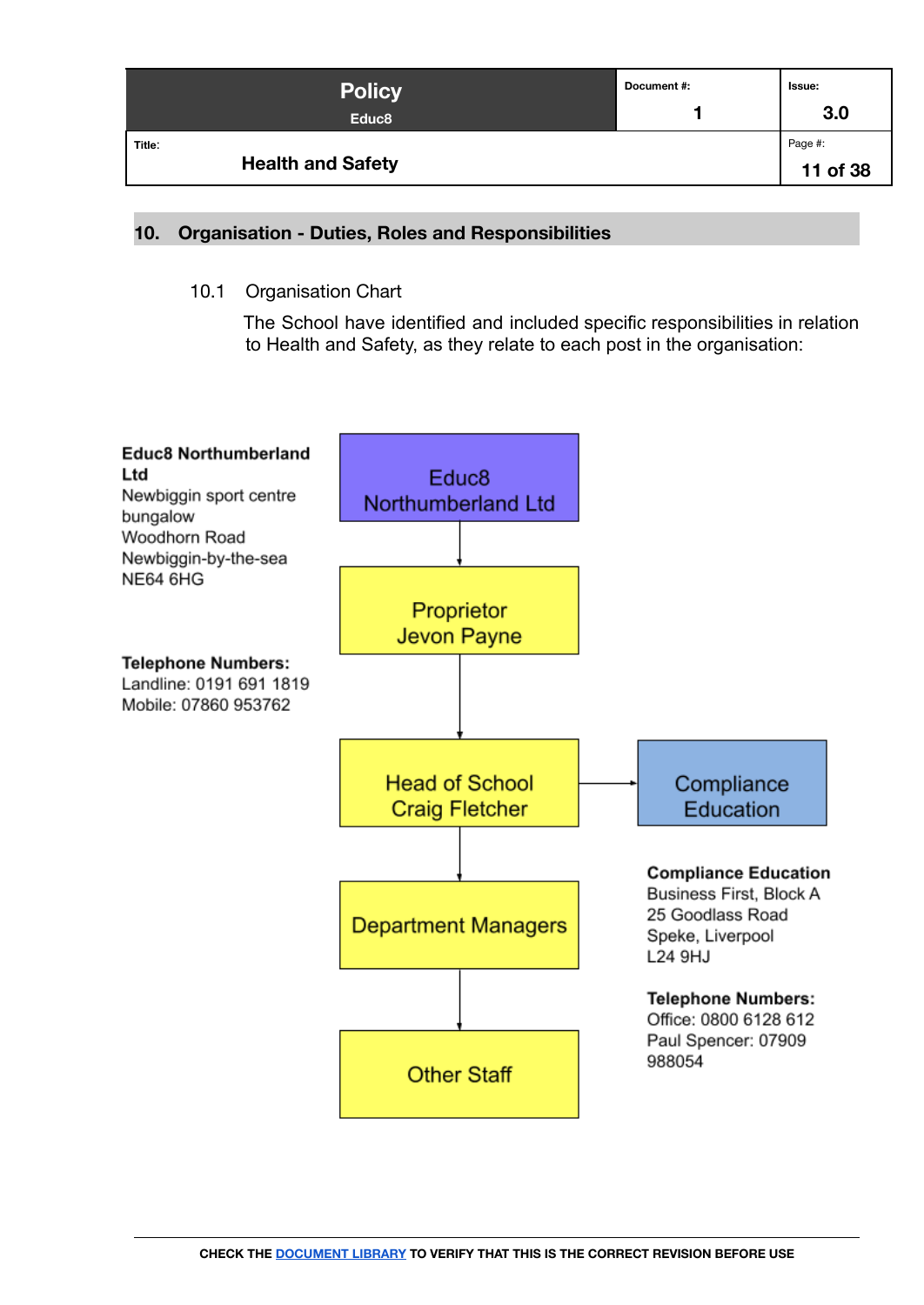## 10. Organisation - Duties, Roles and Responsibilities

### 10.1 Organisation Chart

The School have identified and included specific responsibilities in relation to Health and Safety, as they relate to each post in the organisation:

**Educ8 Northumberland Ltd**
Newbiggin sport centre bungalow
Woodhorn Road
Newbiggin-by-the-sea
NE64 6HG

**Telephone Numbers:**
Landline: 0191 691 1819
Mobile: 07860 953762

Educ8 Northumberland Ltd
↓
Proprietor
Jevon Payne
↓
Head of School
Craig Fletcher → Compliance Education
↓
Department Managers
↓
Other Staff

**Compliance Education**
Business First, Block A
25 Goodlass Road
Speke, Liverpool
L24 9HJ

**Telephone Numbers:**
Office: 0800 6128 612
Paul Spencer: 07909 988054

CHECK THE DOCUMENT LIBRARY TO VERIFY THAT THIS IS THE CORRECT REVISION BEFORE USE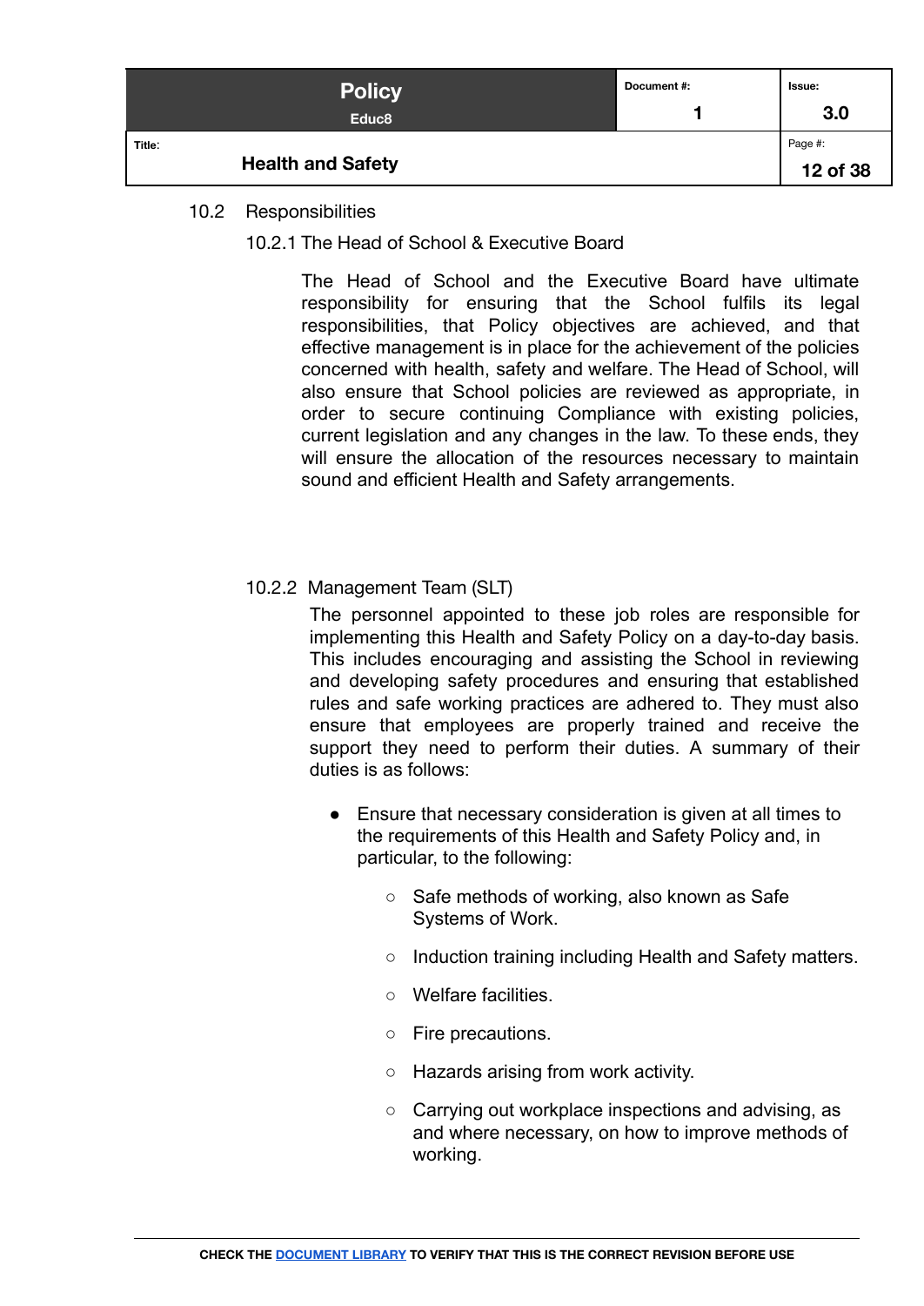### 10.2 Responsibilities

#### 10.2.1 The Head of School & Executive Board

The Head of School and the Executive Board have ultimate responsibility for ensuring that the School fulfils its legal responsibilities, that Policy objectives are achieved, and that effective management is in place for the achievement of the policies concerned with health, safety and welfare. The Head of School, will also ensure that School policies are reviewed as appropriate, in order to secure continuing Compliance with existing policies, current legislation and any changes in the law. To these ends, they will ensure the allocation of the resources necessary to maintain sound and efficient Health and Safety arrangements.

#### 10.2.2 Management Team (SLT)

The personnel appointed to these job roles are responsible for implementing this Health and Safety Policy on a day-to-day basis. This includes encouraging and assisting the School in reviewing and developing safety procedures and ensuring that established rules and safe working practices are adhered to. They must also ensure that employees are properly trained and receive the support they need to perform their duties. A summary of their duties is as follows:

- Ensure that necessary consideration is given at all times to the requirements of this Health and Safety Policy and, in particular, to the following:
  - Safe methods of working, also known as Safe Systems of Work.
  - Induction training including Health and Safety matters.
  - Welfare facilities.
  - Fire precautions.
  - Hazards arising from work activity.
  - Carrying out workplace inspections and advising, as and where necessary, on how to improve methods of working.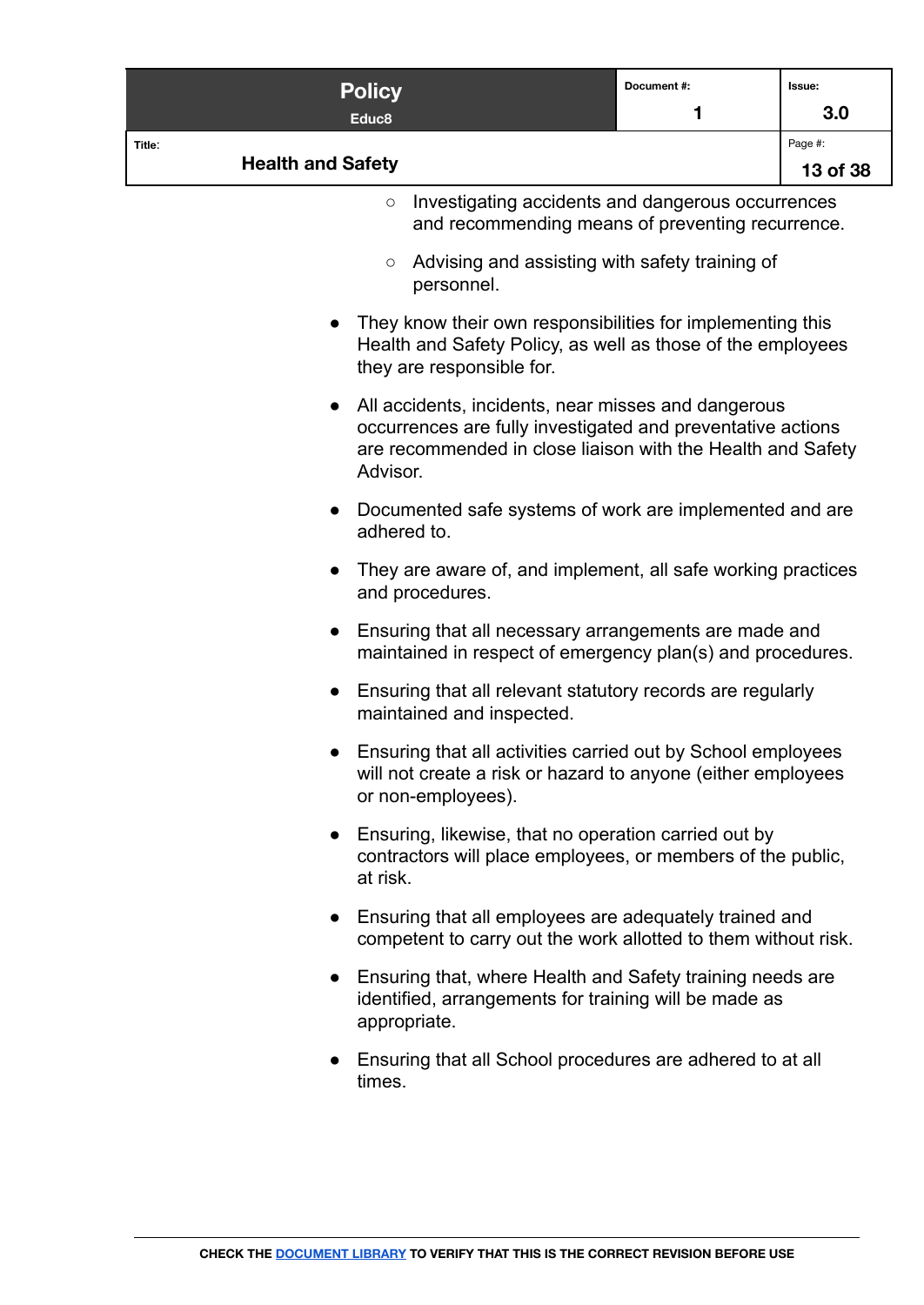- Investigating accidents and dangerous occurrences and recommending means of preventing recurrence.
    - Advising and assisting with safety training of personnel.
- They know their own responsibilities for implementing this Health and Safety Policy, as well as those of the employees they are responsible for.
- All accidents, incidents, near misses and dangerous occurrences are fully investigated and preventative actions are recommended in close liaison with the Health and Safety Advisor.
- Documented safe systems of work are implemented and are adhered to.
- They are aware of, and implement, all safe working practices and procedures.
- Ensuring that all necessary arrangements are made and maintained in respect of emergency plan(s) and procedures.
- Ensuring that all relevant statutory records are regularly maintained and inspected.
- Ensuring that all activities carried out by School employees will not create a risk or hazard to anyone (either employees or non-employees).
- Ensuring, likewise, that no operation carried out by contractors will place employees, or members of the public, at risk.
- Ensuring that all employees are adequately trained and competent to carry out the work allotted to them without risk.
- Ensuring that, where Health and Safety training needs are identified, arrangements for training will be made as appropriate.
- Ensuring that all School procedures are adhered to at all times.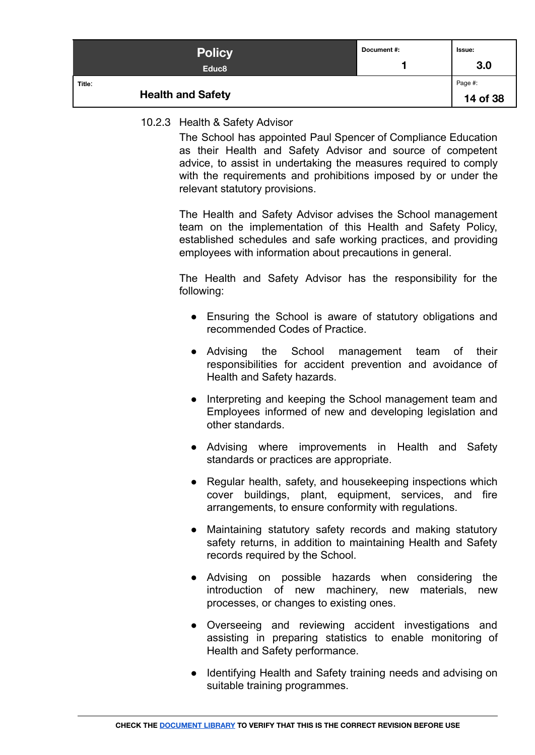#### 10.2.3 Health & Safety Advisor

The School has appointed Paul Spencer of Compliance Education as their Health and Safety Advisor and source of competent advice, to assist in undertaking the measures required to comply with the requirements and prohibitions imposed by or under the relevant statutory provisions.

The Health and Safety Advisor advises the School management team on the implementation of this Health and Safety Policy, established schedules and safe working practices, and providing employees with information about precautions in general.

The Health and Safety Advisor has the responsibility for the following:

- Ensuring the School is aware of statutory obligations and recommended Codes of Practice.
- Advising the School management team of their responsibilities for accident prevention and avoidance of Health and Safety hazards.
- Interpreting and keeping the School management team and Employees informed of new and developing legislation and other standards.
- Advising where improvements in Health and Safety standards or practices are appropriate.
- Regular health, safety, and housekeeping inspections which cover buildings, plant, equipment, services, and fire arrangements, to ensure conformity with regulations.
- Maintaining statutory safety records and making statutory safety returns, in addition to maintaining Health and Safety records required by the School.
- Advising on possible hazards when considering the introduction of new machinery, new materials, new processes, or changes to existing ones.
- Overseeing and reviewing accident investigations and assisting in preparing statistics to enable monitoring of Health and Safety performance.
- Identifying Health and Safety training needs and advising on suitable training programmes.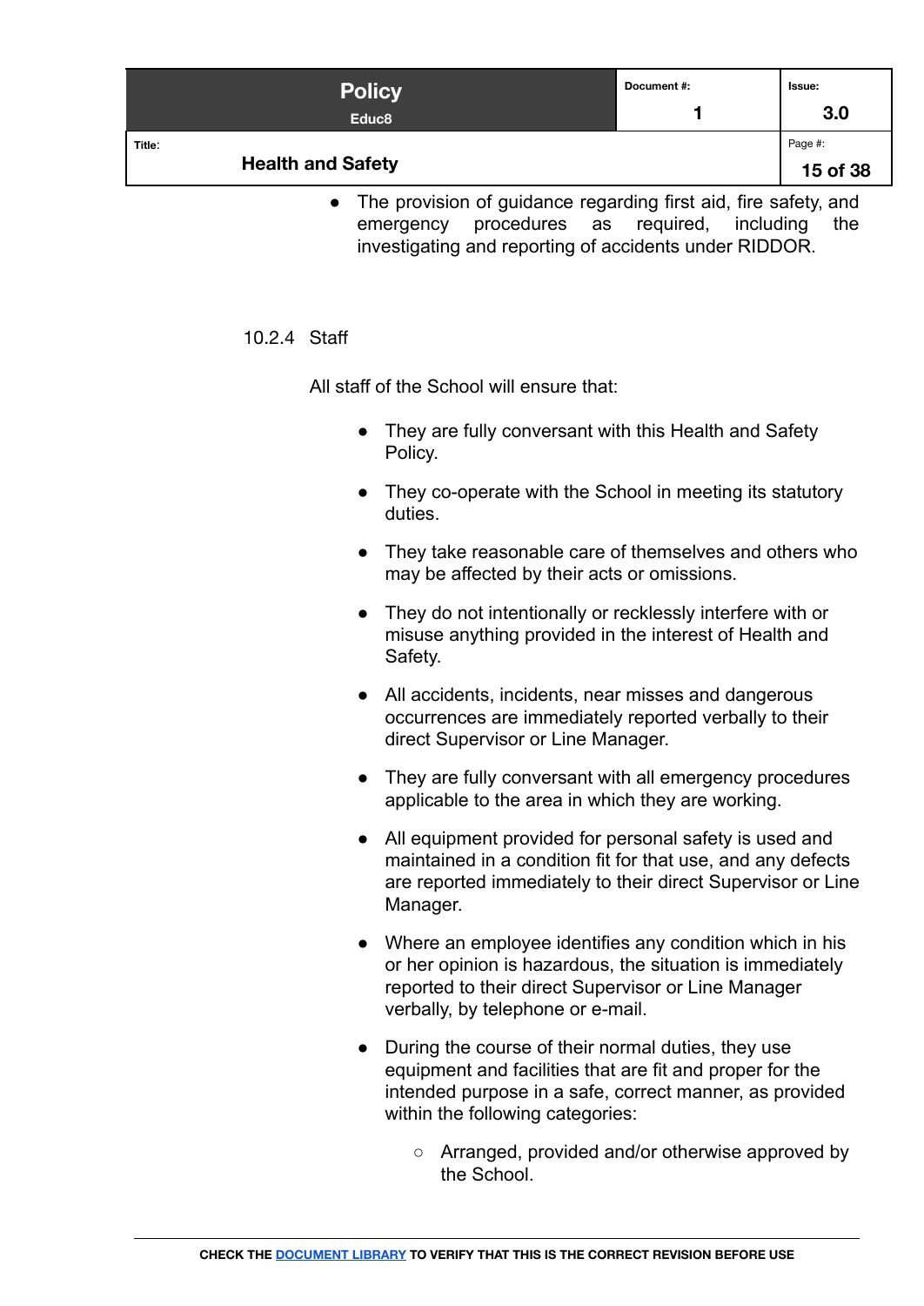- The provision of guidance regarding first aid, fire safety, and emergency procedures as required, including the investigating and reporting of accidents under RIDDOR.

#### 10.2.4 Staff

All staff of the School will ensure that:

- They are fully conversant with this Health and Safety Policy.
- They co-operate with the School in meeting its statutory duties.
- They take reasonable care of themselves and others who may be affected by their acts or omissions.
- They do not intentionally or recklessly interfere with or misuse anything provided in the interest of Health and Safety.
- All accidents, incidents, near misses and dangerous occurrences are immediately reported verbally to their direct Supervisor or Line Manager.
- They are fully conversant with all emergency procedures applicable to the area in which they are working.
- All equipment provided for personal safety is used and maintained in a condition fit for that use, and any defects are reported immediately to their direct Supervisor or Line Manager.
- Where an employee identifies any condition which in his or her opinion is hazardous, the situation is immediately reported to their direct Supervisor or Line Manager verbally, by telephone or e-mail.
- During the course of their normal duties, they use equipment and facilities that are fit and proper for the intended purpose in a safe, correct manner, as provided within the following categories:
    - Arranged, provided and/or otherwise approved by the School.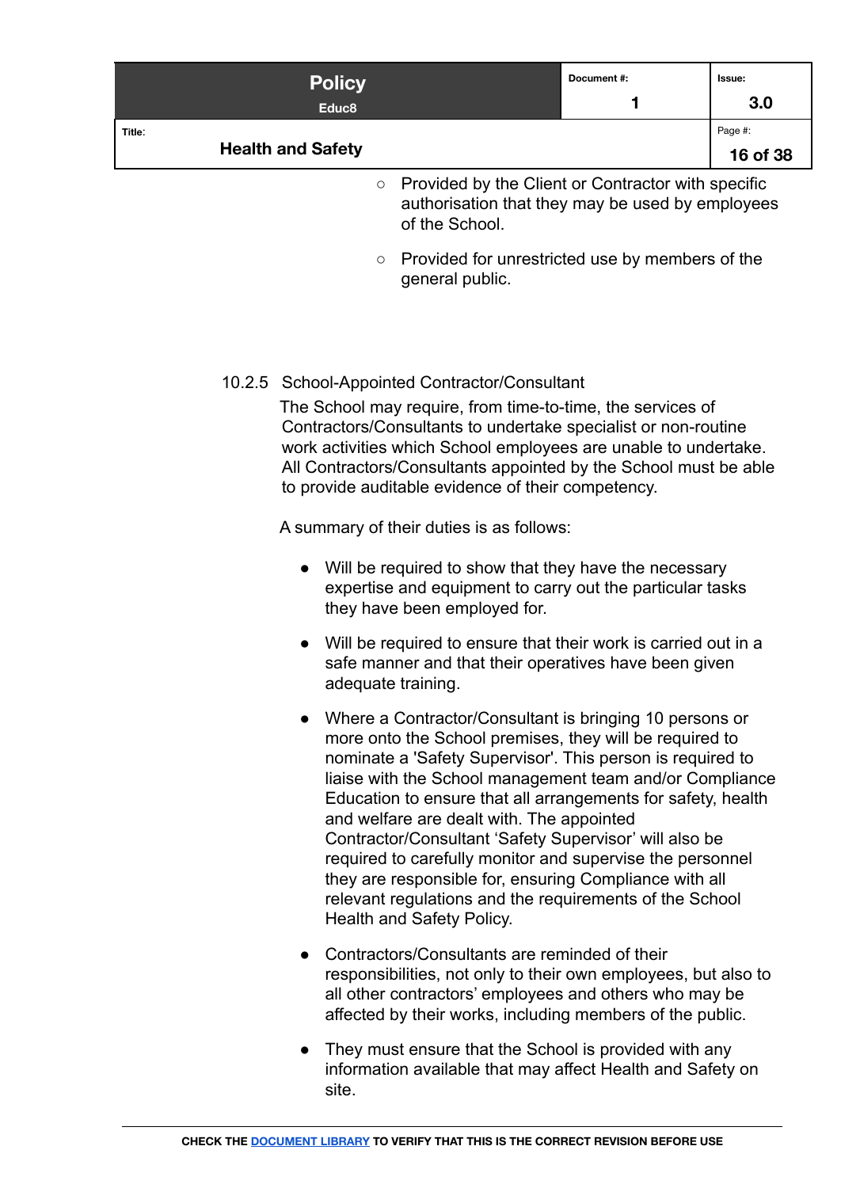- Provided by the Client or Contractor with specific authorisation that they may be used by employees of the School.
- Provided for unrestricted use by members of the general public.

#### 10.2.5 School-Appointed Contractor/Consultant

The School may require, from time-to-time, the services of Contractors/Consultants to undertake specialist or non-routine work activities which School employees are unable to undertake. All Contractors/Consultants appointed by the School must be able to provide auditable evidence of their competency.

A summary of their duties is as follows:

- Will be required to show that they have the necessary expertise and equipment to carry out the particular tasks they have been employed for.
- Will be required to ensure that their work is carried out in a safe manner and that their operatives have been given adequate training.
- Where a Contractor/Consultant is bringing 10 persons or more onto the School premises, they will be required to nominate a 'Safety Supervisor'. This person is required to liaise with the School management team and/or Compliance Education to ensure that all arrangements for safety, health and welfare are dealt with. The appointed Contractor/Consultant 'Safety Supervisor' will also be required to carefully monitor and supervise the personnel they are responsible for, ensuring Compliance with all relevant regulations and the requirements of the School Health and Safety Policy.
- Contractors/Consultants are reminded of their responsibilities, not only to their own employees, but also to all other contractors' employees and others who may be affected by their works, including members of the public.
- They must ensure that the School is provided with any information available that may affect Health and Safety on site.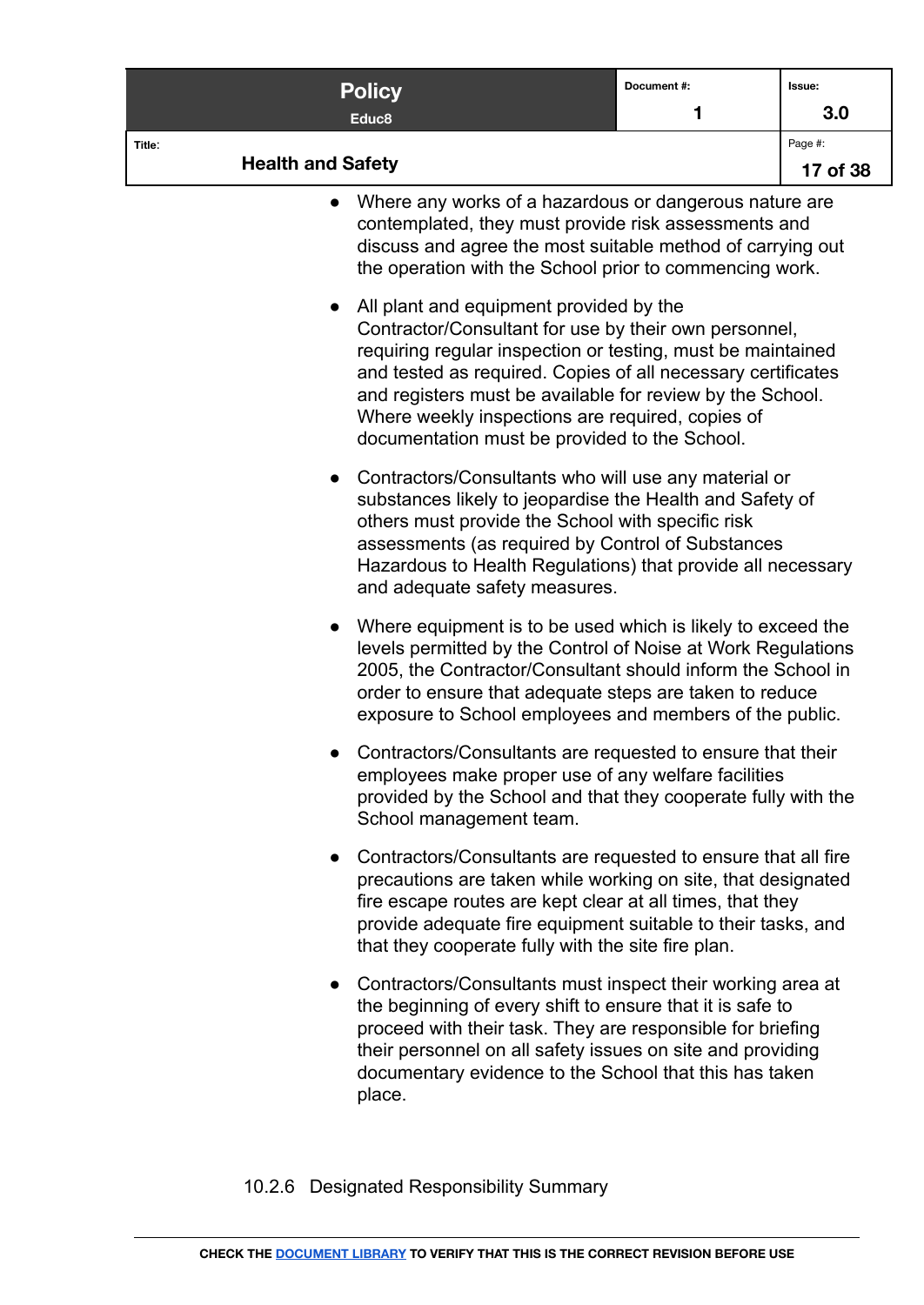- Where any works of a hazardous or dangerous nature are contemplated, they must provide risk assessments and discuss and agree the most suitable method of carrying out the operation with the School prior to commencing work.

- All plant and equipment provided by the Contractor/Consultant for use by their own personnel, requiring regular inspection or testing, must be maintained and tested as required. Copies of all necessary certificates and registers must be available for review by the School. Where weekly inspections are required, copies of documentation must be provided to the School.

- Contractors/Consultants who will use any material or substances likely to jeopardise the Health and Safety of others must provide the School with specific risk assessments (as required by Control of Substances Hazardous to Health Regulations) that provide all necessary and adequate safety measures.

- Where equipment is to be used which is likely to exceed the levels permitted by the Control of Noise at Work Regulations 2005, the Contractor/Consultant should inform the School in order to ensure that adequate steps are taken to reduce exposure to School employees and members of the public.

- Contractors/Consultants are requested to ensure that their employees make proper use of any welfare facilities provided by the School and that they cooperate fully with the School management team.

- Contractors/Consultants are requested to ensure that all fire precautions are taken while working on site, that designated fire escape routes are kept clear at all times, that they provide adequate fire equipment suitable to their tasks, and that they cooperate fully with the site fire plan.

- Contractors/Consultants must inspect their working area at the beginning of every shift to ensure that it is safe to proceed with their task. They are responsible for briefing their personnel on all safety issues on site and providing documentary evidence to the School that this has taken place.

#### 10.2.6 Designated Responsibility Summary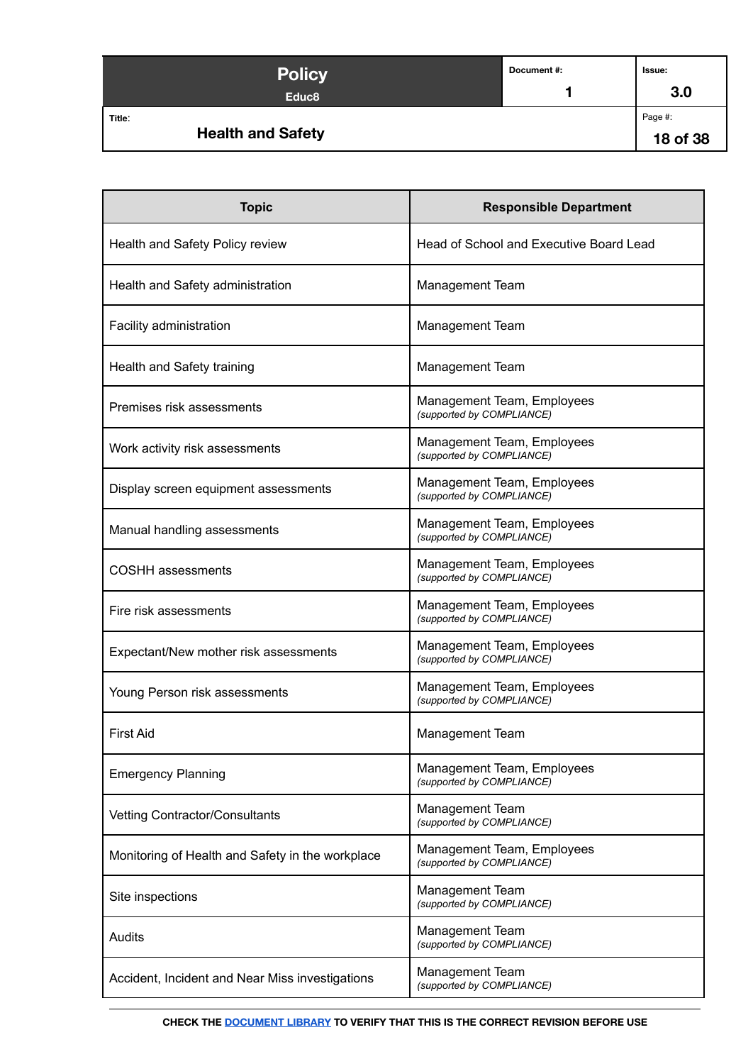| Topic | Responsible Department |
|---|---|
| Health and Safety Policy review | Head of School and Executive Board Lead |
| Health and Safety administration | Management Team |
| Facility administration | Management Team |
| Health and Safety training | Management Team |
| Premises risk assessments | Management Team, Employees *(supported by COMPLIANCE)* |
| Work activity risk assessments | Management Team, Employees *(supported by COMPLIANCE)* |
| Display screen equipment assessments | Management Team, Employees *(supported by COMPLIANCE)* |
| Manual handling assessments | Management Team, Employees *(supported by COMPLIANCE)* |
| COSHH assessments | Management Team, Employees *(supported by COMPLIANCE)* |
| Fire risk assessments | Management Team, Employees *(supported by COMPLIANCE)* |
| Expectant/New mother risk assessments | Management Team, Employees *(supported by COMPLIANCE)* |
| Young Person risk assessments | Management Team, Employees *(supported by COMPLIANCE)* |
| First Aid | Management Team |
| Emergency Planning | Management Team, Employees *(supported by COMPLIANCE)* |
| Vetting Contractor/Consultants | Management Team *(supported by COMPLIANCE)* |
| Monitoring of Health and Safety in the workplace | Management Team, Employees *(supported by COMPLIANCE)* |
| Site inspections | Management Team *(supported by COMPLIANCE)* |
| Audits | Management Team *(supported by COMPLIANCE)* |
| Accident, Incident and Near Miss investigations | Management Team *(supported by COMPLIANCE)* |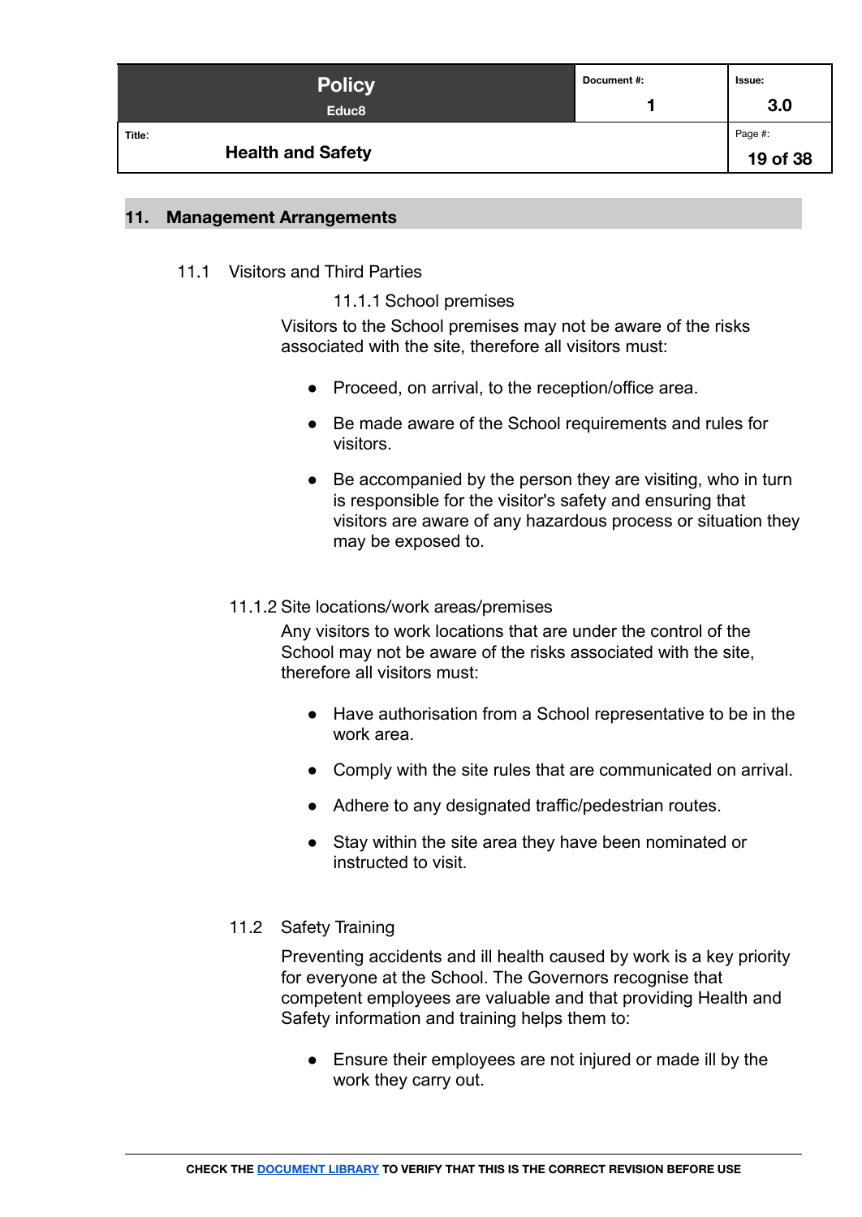## 11. Management Arrangements

### 11.1 Visitors and Third Parties

#### 11.1.1 School premises

Visitors to the School premises may not be aware of the risks associated with the site, therefore all visitors must:

- Proceed, on arrival, to the reception/office area.
- Be made aware of the School requirements and rules for visitors.
- Be accompanied by the person they are visiting, who in turn is responsible for the visitor's safety and ensuring that visitors are aware of any hazardous process or situation they may be exposed to.

#### 11.1.2 Site locations/work areas/premises

Any visitors to work locations that are under the control of the School may not be aware of the risks associated with the site, therefore all visitors must:

- Have authorisation from a School representative to be in the work area.
- Comply with the site rules that are communicated on arrival.
- Adhere to any designated traffic/pedestrian routes.
- Stay within the site area they have been nominated or instructed to visit.

### 11.2 Safety Training

Preventing accidents and ill health caused by work is a key priority for everyone at the School. The Governors recognise that competent employees are valuable and that providing Health and Safety information and training helps them to:

- Ensure their employees are not injured or made ill by the work they carry out.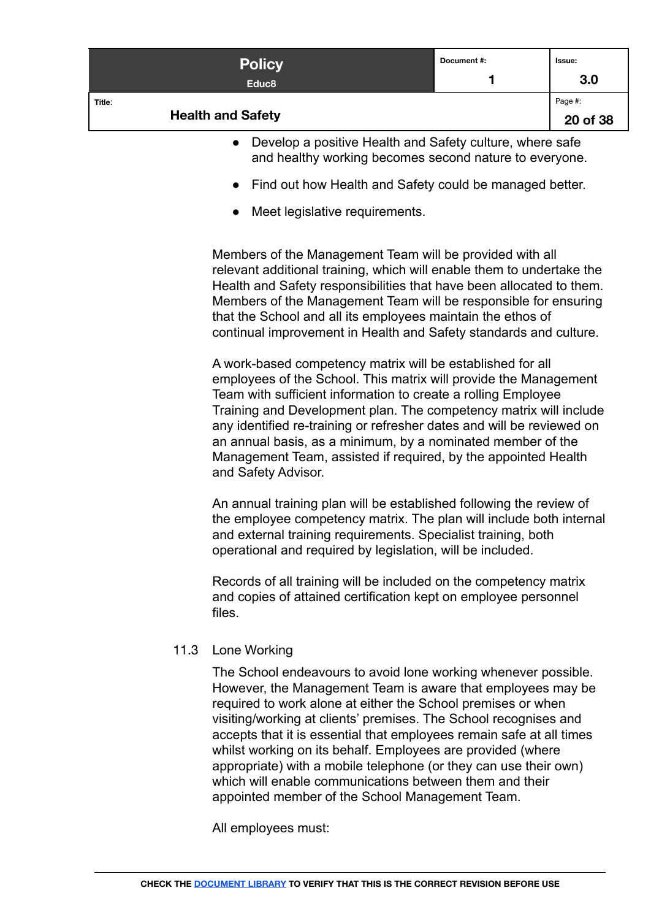- Develop a positive Health and Safety culture, where safe and healthy working becomes second nature to everyone.
- Find out how Health and Safety could be managed better.
- Meet legislative requirements.

Members of the Management Team will be provided with all relevant additional training, which will enable them to undertake the Health and Safety responsibilities that have been allocated to them. Members of the Management Team will be responsible for ensuring that the School and all its employees maintain the ethos of continual improvement in Health and Safety standards and culture.

A work-based competency matrix will be established for all employees of the School. This matrix will provide the Management Team with sufficient information to create a rolling Employee Training and Development plan. The competency matrix will include any identified re-training or refresher dates and will be reviewed on an annual basis, as a minimum, by a nominated member of the Management Team, assisted if required, by the appointed Health and Safety Advisor.

An annual training plan will be established following the review of the employee competency matrix. The plan will include both internal and external training requirements. Specialist training, both operational and required by legislation, will be included.

Records of all training will be included on the competency matrix and copies of attained certification kept on employee personnel files.

### 11.3 Lone Working

The School endeavours to avoid lone working whenever possible. However, the Management Team is aware that employees may be required to work alone at either the School premises or when visiting/working at clients' premises. The School recognises and accepts that it is essential that employees remain safe at all times whilst working on its behalf. Employees are provided (where appropriate) with a mobile telephone (or they can use their own) which will enable communications between them and their appointed member of the School Management Team.

All employees must: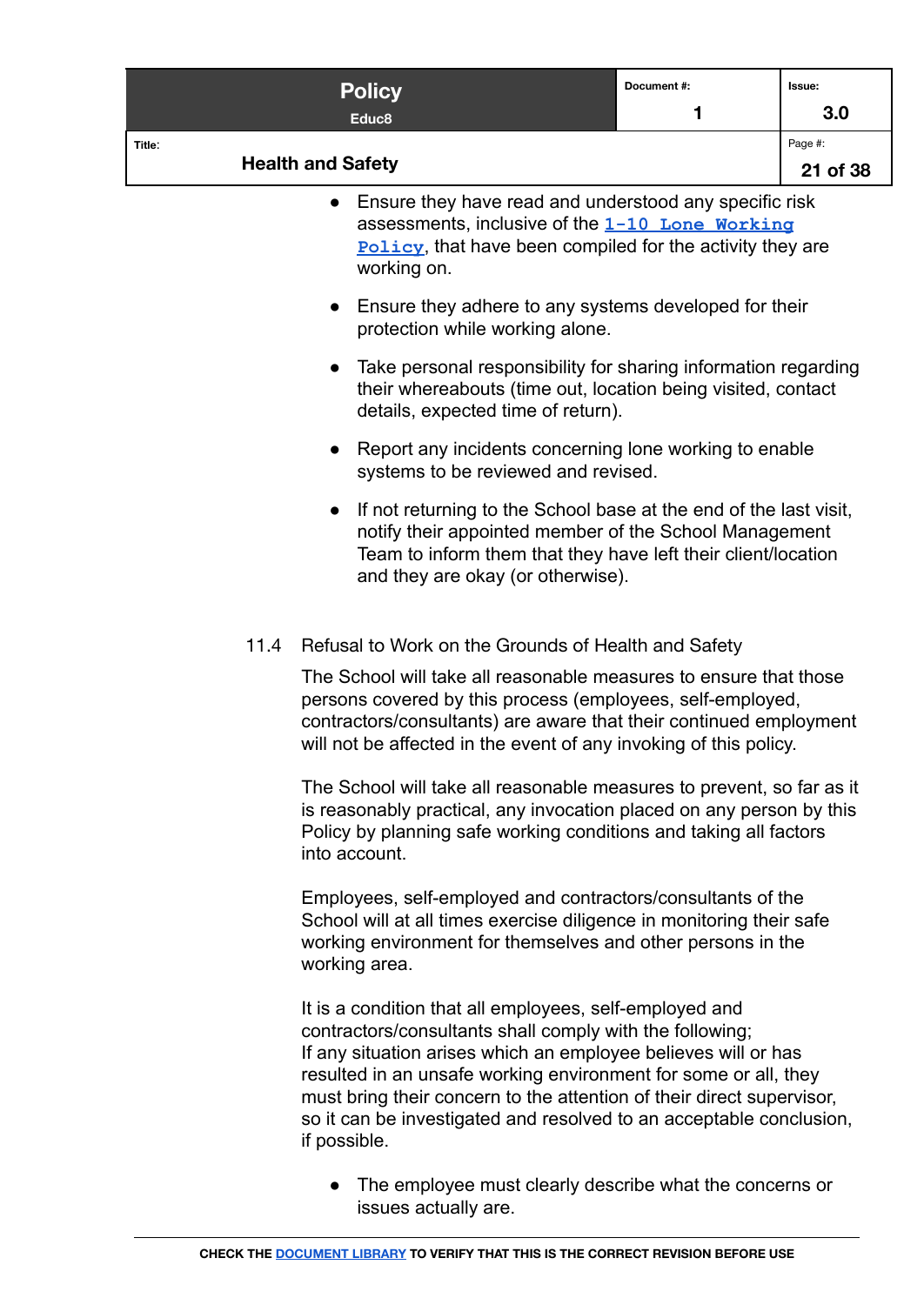- Ensure they have read and understood any specific risk assessments, inclusive of the 1-10 Lone Working Policy, that have been compiled for the activity they are working on.

- Ensure they adhere to any systems developed for their protection while working alone.

- Take personal responsibility for sharing information regarding their whereabouts (time out, location being visited, contact details, expected time of return).

- Report any incidents concerning lone working to enable systems to be reviewed and revised.

- If not returning to the School base at the end of the last visit, notify their appointed member of the School Management Team to inform them that they have left their client/location and they are okay (or otherwise).

### 11.4 Refusal to Work on the Grounds of Health and Safety

The School will take all reasonable measures to ensure that those persons covered by this process (employees, self-employed, contractors/consultants) are aware that their continued employment will not be affected in the event of any invoking of this policy.

The School will take all reasonable measures to prevent, so far as it is reasonably practical, any invocation placed on any person by this Policy by planning safe working conditions and taking all factors into account.

Employees, self-employed and contractors/consultants of the School will at all times exercise diligence in monitoring their safe working environment for themselves and other persons in the working area.

It is a condition that all employees, self-employed and contractors/consultants shall comply with the following;
If any situation arises which an employee believes will or has resulted in an unsafe working environment for some or all, they must bring their concern to the attention of their direct supervisor, so it can be investigated and resolved to an acceptable conclusion, if possible.

- The employee must clearly describe what the concerns or issues actually are.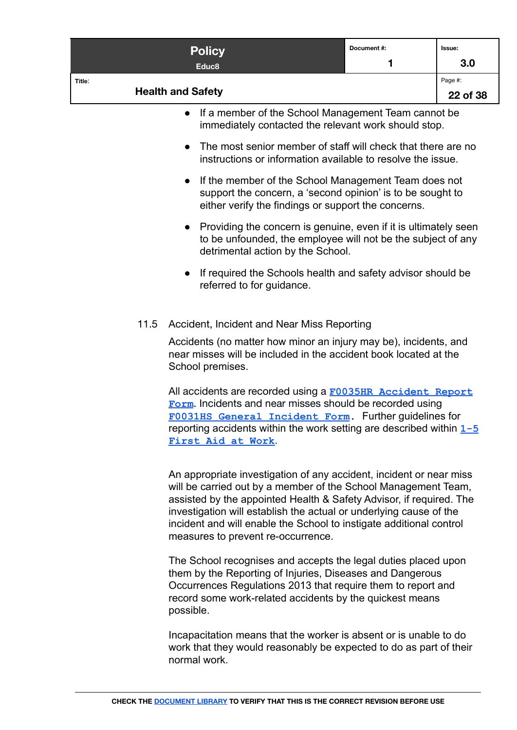- If a member of the School Management Team cannot be immediately contacted the relevant work should stop.
- The most senior member of staff will check that there are no instructions or information available to resolve the issue.
- If the member of the School Management Team does not support the concern, a 'second opinion' is to be sought to either verify the findings or support the concerns.
- Providing the concern is genuine, even if it is ultimately seen to be unfounded, the employee will not be the subject of any detrimental action by the School.
- If required the Schools health and safety advisor should be referred to for guidance.

### 11.5 Accident, Incident and Near Miss Reporting

Accidents (no matter how minor an injury may be), incidents, and near misses will be included in the accident book located at the School premises.

All accidents are recorded using a F0035HR Accident Report Form. Incidents and near misses should be recorded using F0031HS General Incident Form. Further guidelines for reporting accidents within the work setting are described within 1-5 First Aid at Work.

An appropriate investigation of any accident, incident or near miss will be carried out by a member of the School Management Team, assisted by the appointed Health & Safety Advisor, if required. The investigation will establish the actual or underlying cause of the incident and will enable the School to instigate additional control measures to prevent re-occurrence.

The School recognises and accepts the legal duties placed upon them by the Reporting of Injuries, Diseases and Dangerous Occurrences Regulations 2013 that require them to report and record some work-related accidents by the quickest means possible.

Incapacitation means that the worker is absent or is unable to do work that they would reasonably be expected to do as part of their normal work.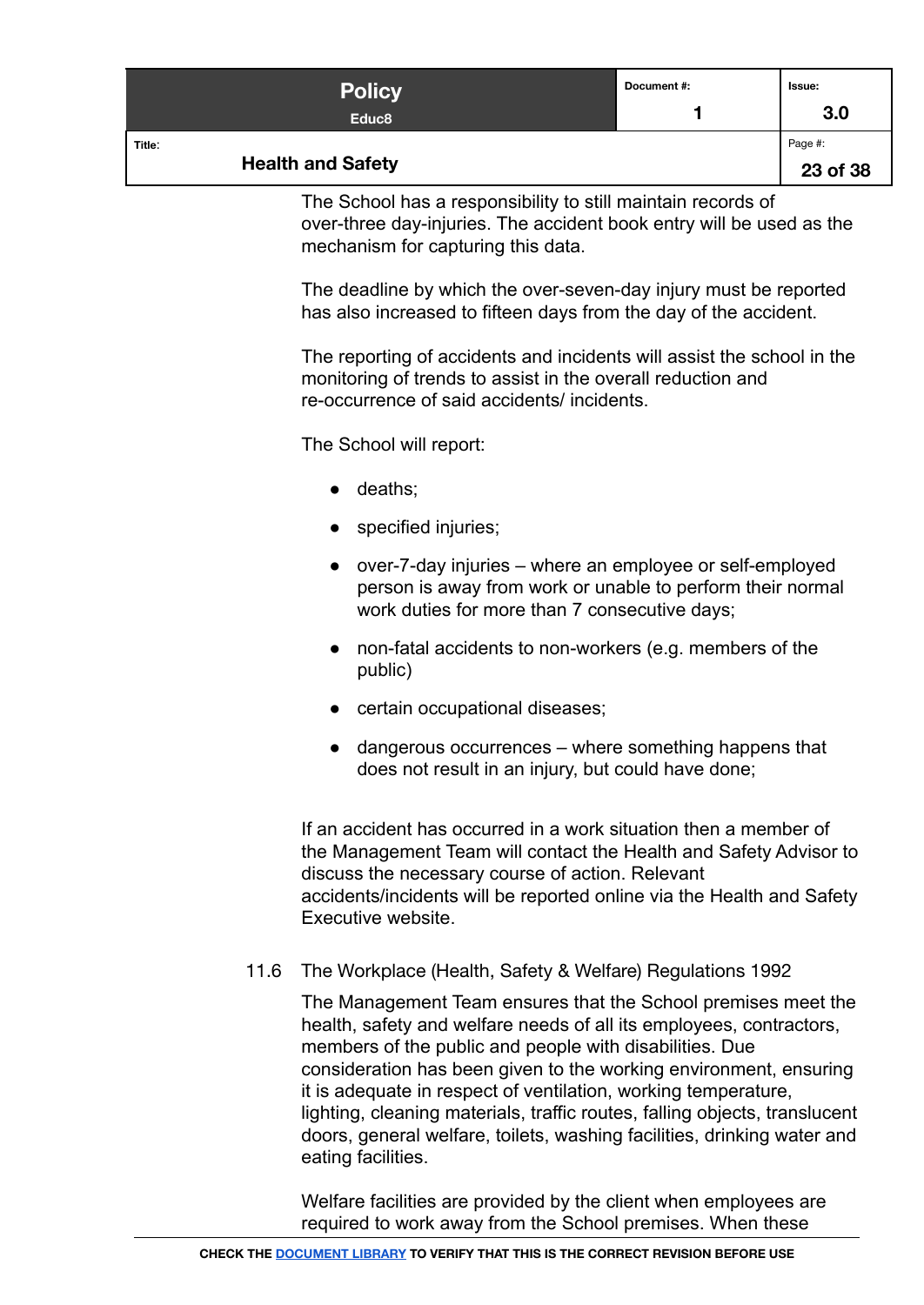The School has a responsibility to still maintain records of over-three day-injuries. The accident book entry will be used as the mechanism for capturing this data.

The deadline by which the over-seven-day injury must be reported has also increased to fifteen days from the day of the accident.

The reporting of accidents and incidents will assist the school in the monitoring of trends to assist in the overall reduction and re-occurrence of said accidents/ incidents.

The School will report:

- deaths;
- specified injuries;
- over-7-day injuries – where an employee or self-employed person is away from work or unable to perform their normal work duties for more than 7 consecutive days;
- non-fatal accidents to non-workers (e.g. members of the public)
- certain occupational diseases;
- dangerous occurrences – where something happens that does not result in an injury, but could have done;

If an accident has occurred in a work situation then a member of the Management Team will contact the Health and Safety Advisor to discuss the necessary course of action. Relevant accidents/incidents will be reported online via the Health and Safety Executive website.

### 11.6 The Workplace (Health, Safety & Welfare) Regulations 1992

The Management Team ensures that the School premises meet the health, safety and welfare needs of all its employees, contractors, members of the public and people with disabilities. Due consideration has been given to the working environment, ensuring it is adequate in respect of ventilation, working temperature, lighting, cleaning materials, traffic routes, falling objects, translucent doors, general welfare, toilets, washing facilities, drinking water and eating facilities.

Welfare facilities are provided by the client when employees are required to work away from the School premises. When these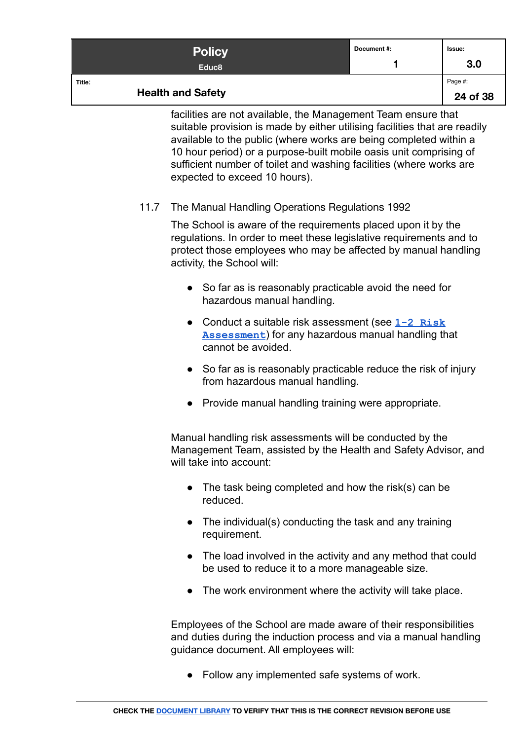facilities are not available, the Management Team ensure that suitable provision is made by either utilising facilities that are readily available to the public (where works are being completed within a 10 hour period) or a purpose-built mobile oasis unit comprising of sufficient number of toilet and washing facilities (where works are expected to exceed 10 hours).

### 11.7 The Manual Handling Operations Regulations 1992

The School is aware of the requirements placed upon it by the regulations. In order to meet these legislative requirements and to protect those employees who may be affected by manual handling activity, the School will:

- So far as is reasonably practicable avoid the need for hazardous manual handling.
- Conduct a suitable risk assessment (see 1-2 Risk Assessment) for any hazardous manual handling that cannot be avoided.
- So far as is reasonably practicable reduce the risk of injury from hazardous manual handling.
- Provide manual handling training were appropriate.

Manual handling risk assessments will be conducted by the Management Team, assisted by the Health and Safety Advisor, and will take into account:

- The task being completed and how the risk(s) can be reduced.
- The individual(s) conducting the task and any training requirement.
- The load involved in the activity and any method that could be used to reduce it to a more manageable size.
- The work environment where the activity will take place.

Employees of the School are made aware of their responsibilities and duties during the induction process and via a manual handling guidance document. All employees will:

- Follow any implemented safe systems of work.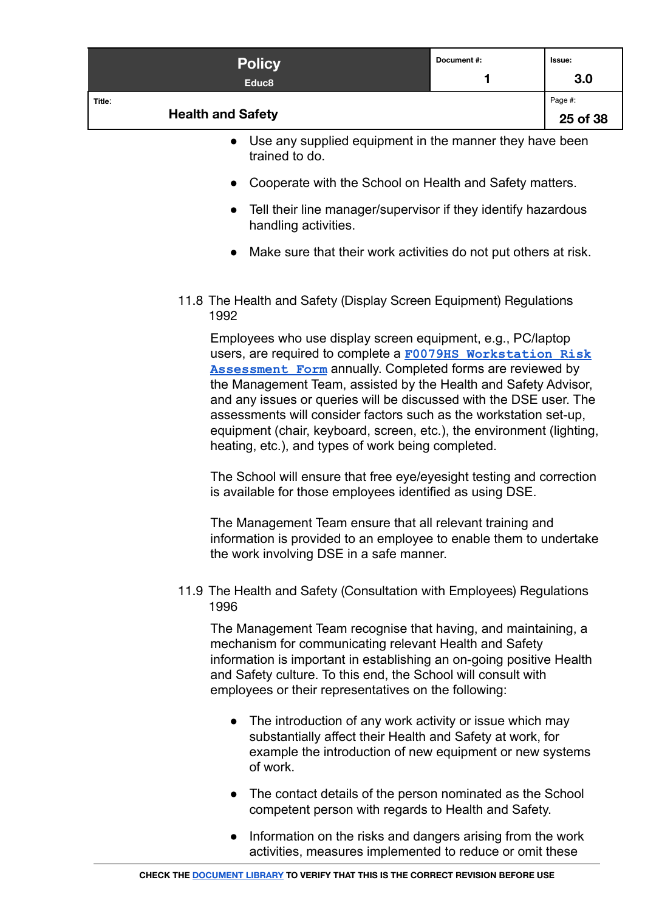- Use any supplied equipment in the manner they have been trained to do.
- Cooperate with the School on Health and Safety matters.
- Tell their line manager/supervisor if they identify hazardous handling activities.
- Make sure that their work activities do not put others at risk.

11.8 The Health and Safety (Display Screen Equipment) Regulations 1992

Employees who use display screen equipment, e.g., PC/laptop users, are required to complete a **F0079HS Workstation Risk Assessment Form** annually. Completed forms are reviewed by the Management Team, assisted by the Health and Safety Advisor, and any issues or queries will be discussed with the DSE user. The assessments will consider factors such as the workstation set-up, equipment (chair, keyboard, screen, etc.), the environment (lighting, heating, etc.), and types of work being completed.

The School will ensure that free eye/eyesight testing and correction is available for those employees identified as using DSE.

The Management Team ensure that all relevant training and information is provided to an employee to enable them to undertake the work involving DSE in a safe manner.

11.9 The Health and Safety (Consultation with Employees) Regulations 1996

The Management Team recognise that having, and maintaining, a mechanism for communicating relevant Health and Safety information is important in establishing an on-going positive Health and Safety culture. To this end, the School will consult with employees or their representatives on the following:

- The introduction of any work activity or issue which may substantially affect their Health and Safety at work, for example the introduction of new equipment or new systems of work.
- The contact details of the person nominated as the School competent person with regards to Health and Safety.
- Information on the risks and dangers arising from the work activities, measures implemented to reduce or omit these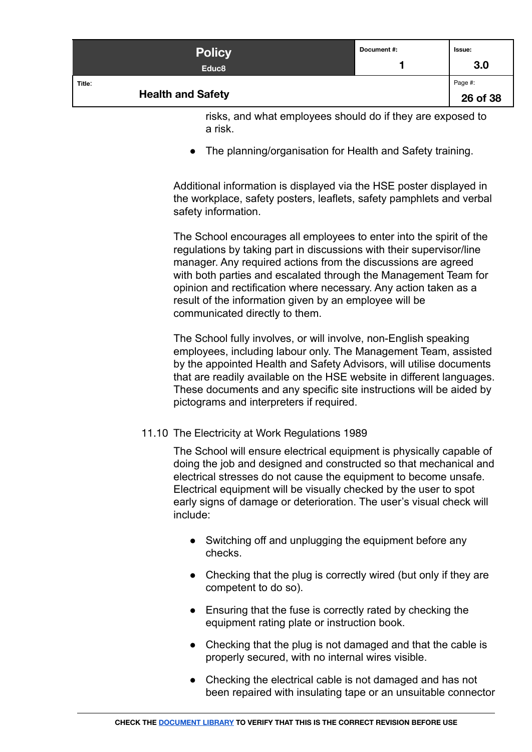risks, and what employees should do if they are exposed to a risk.

- The planning/organisation for Health and Safety training.

Additional information is displayed via the HSE poster displayed in the workplace, safety posters, leaflets, safety pamphlets and verbal safety information.

The School encourages all employees to enter into the spirit of the regulations by taking part in discussions with their supervisor/line manager. Any required actions from the discussions are agreed with both parties and escalated through the Management Team for opinion and rectification where necessary. Any action taken as a result of the information given by an employee will be communicated directly to them.

The School fully involves, or will involve, non-English speaking employees, including labour only. The Management Team, assisted by the appointed Health and Safety Advisors, will utilise documents that are readily available on the HSE website in different languages. These documents and any specific site instructions will be aided by pictograms and interpreters if required.

### 11.10 The Electricity at Work Regulations 1989

The School will ensure electrical equipment is physically capable of doing the job and designed and constructed so that mechanical and electrical stresses do not cause the equipment to become unsafe. Electrical equipment will be visually checked by the user to spot early signs of damage or deterioration. The user's visual check will include:

- Switching off and unplugging the equipment before any checks.
- Checking that the plug is correctly wired (but only if they are competent to do so).
- Ensuring that the fuse is correctly rated by checking the equipment rating plate or instruction book.
- Checking that the plug is not damaged and that the cable is properly secured, with no internal wires visible.
- Checking the electrical cable is not damaged and has not been repaired with insulating tape or an unsuitable connector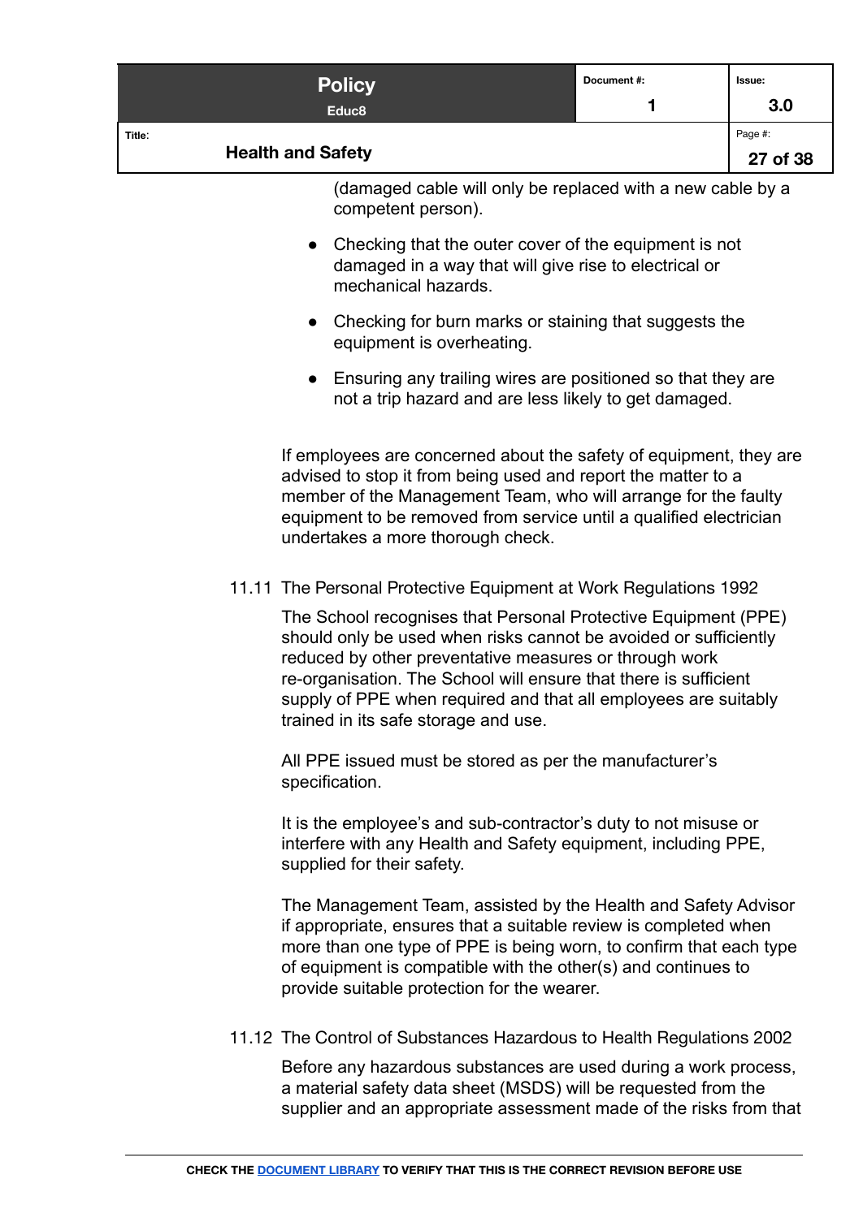(damaged cable will only be replaced with a new cable by a competent person).

- Checking that the outer cover of the equipment is not damaged in a way that will give rise to electrical or mechanical hazards.
- Checking for burn marks or staining that suggests the equipment is overheating.
- Ensuring any trailing wires are positioned so that they are not a trip hazard and are less likely to get damaged.

If employees are concerned about the safety of equipment, they are advised to stop it from being used and report the matter to a member of the Management Team, who will arrange for the faulty equipment to be removed from service until a qualified electrician undertakes a more thorough check.

### 11.11 The Personal Protective Equipment at Work Regulations 1992

The School recognises that Personal Protective Equipment (PPE) should only be used when risks cannot be avoided or sufficiently reduced by other preventative measures or through work re-organisation. The School will ensure that there is sufficient supply of PPE when required and that all employees are suitably trained in its safe storage and use.

All PPE issued must be stored as per the manufacturer's specification.

It is the employee's and sub-contractor's duty to not misuse or interfere with any Health and Safety equipment, including PPE, supplied for their safety.

The Management Team, assisted by the Health and Safety Advisor if appropriate, ensures that a suitable review is completed when more than one type of PPE is being worn, to confirm that each type of equipment is compatible with the other(s) and continues to provide suitable protection for the wearer.

### 11.12 The Control of Substances Hazardous to Health Regulations 2002

Before any hazardous substances are used during a work process, a material safety data sheet (MSDS) will be requested from the supplier and an appropriate assessment made of the risks from that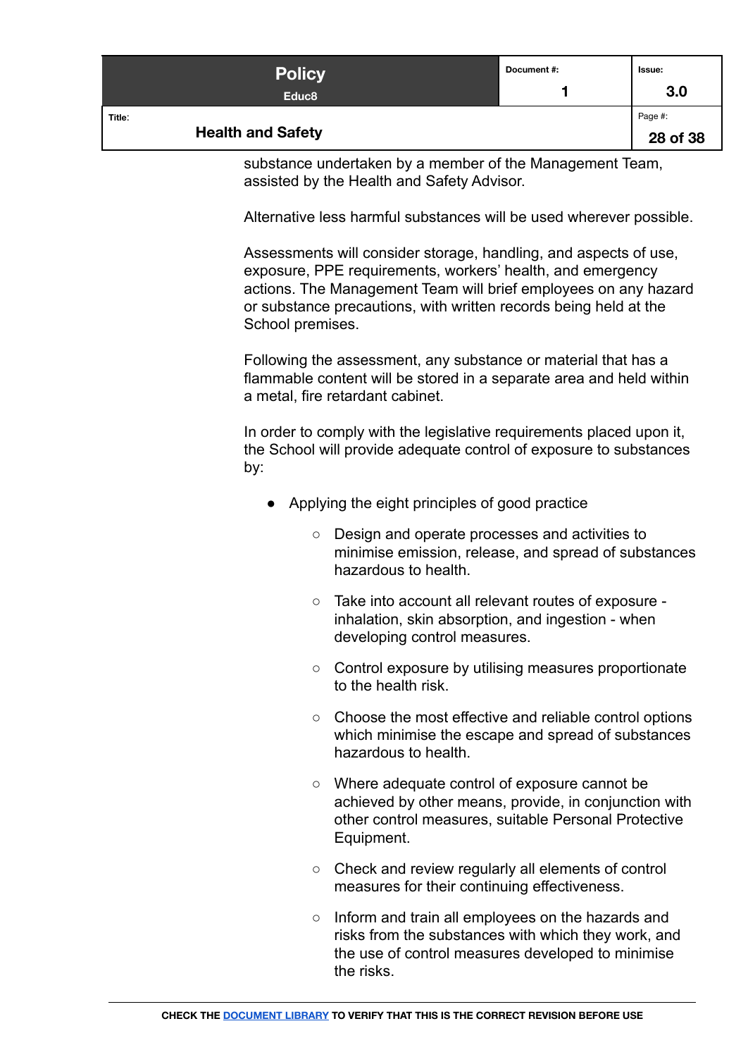substance undertaken by a member of the Management Team, assisted by the Health and Safety Advisor.

Alternative less harmful substances will be used wherever possible.

Assessments will consider storage, handling, and aspects of use, exposure, PPE requirements, workers' health, and emergency actions. The Management Team will brief employees on any hazard or substance precautions, with written records being held at the School premises.

Following the assessment, any substance or material that has a flammable content will be stored in a separate area and held within a metal, fire retardant cabinet.

In order to comply with the legislative requirements placed upon it, the School will provide adequate control of exposure to substances by:

- Applying the eight principles of good practice
  - Design and operate processes and activities to minimise emission, release, and spread of substances hazardous to health.
  - Take into account all relevant routes of exposure - inhalation, skin absorption, and ingestion - when developing control measures.
  - Control exposure by utilising measures proportionate to the health risk.
  - Choose the most effective and reliable control options which minimise the escape and spread of substances hazardous to health.
  - Where adequate control of exposure cannot be achieved by other means, provide, in conjunction with other control measures, suitable Personal Protective Equipment.
  - Check and review regularly all elements of control measures for their continuing effectiveness.
  - Inform and train all employees on the hazards and risks from the substances with which they work, and the use of control measures developed to minimise the risks.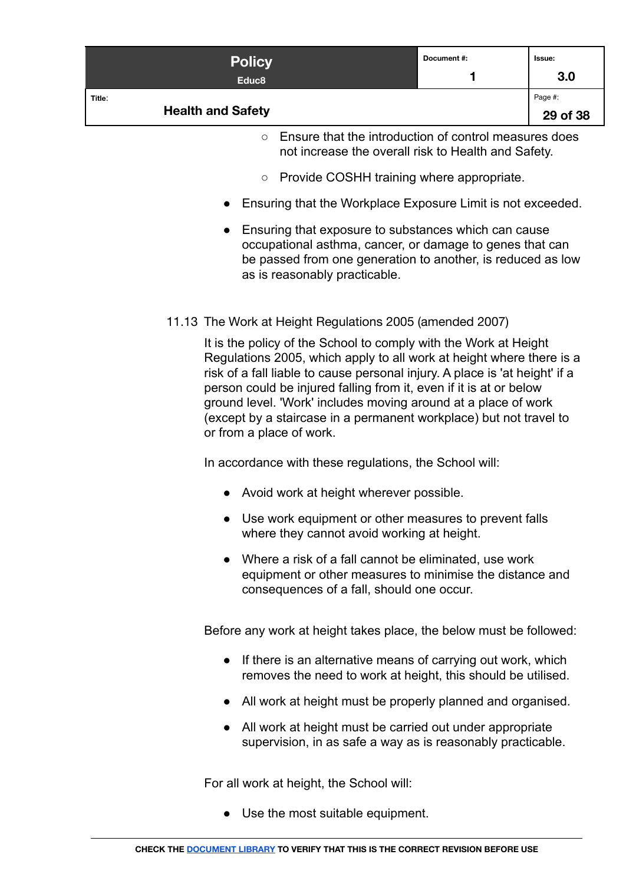- Ensure that the introduction of control measures does not increase the overall risk to Health and Safety.

    - Provide COSHH training where appropriate.

- Ensuring that the Workplace Exposure Limit is not exceeded.

- Ensuring that exposure to substances which can cause occupational asthma, cancer, or damage to genes that can be passed from one generation to another, is reduced as low as is reasonably practicable.

### 11.13 The Work at Height Regulations 2005 (amended 2007)

It is the policy of the School to comply with the Work at Height Regulations 2005, which apply to all work at height where there is a risk of a fall liable to cause personal injury. A place is 'at height' if a person could be injured falling from it, even if it is at or below ground level. 'Work' includes moving around at a place of work (except by a staircase in a permanent workplace) but not travel to or from a place of work.

In accordance with these regulations, the School will:

- Avoid work at height wherever possible.

- Use work equipment or other measures to prevent falls where they cannot avoid working at height.

- Where a risk of a fall cannot be eliminated, use work equipment or other measures to minimise the distance and consequences of a fall, should one occur.

Before any work at height takes place, the below must be followed:

- If there is an alternative means of carrying out work, which removes the need to work at height, this should be utilised.

- All work at height must be properly planned and organised.

- All work at height must be carried out under appropriate supervision, in as safe a way as is reasonably practicable.

For all work at height, the School will:

- Use the most suitable equipment.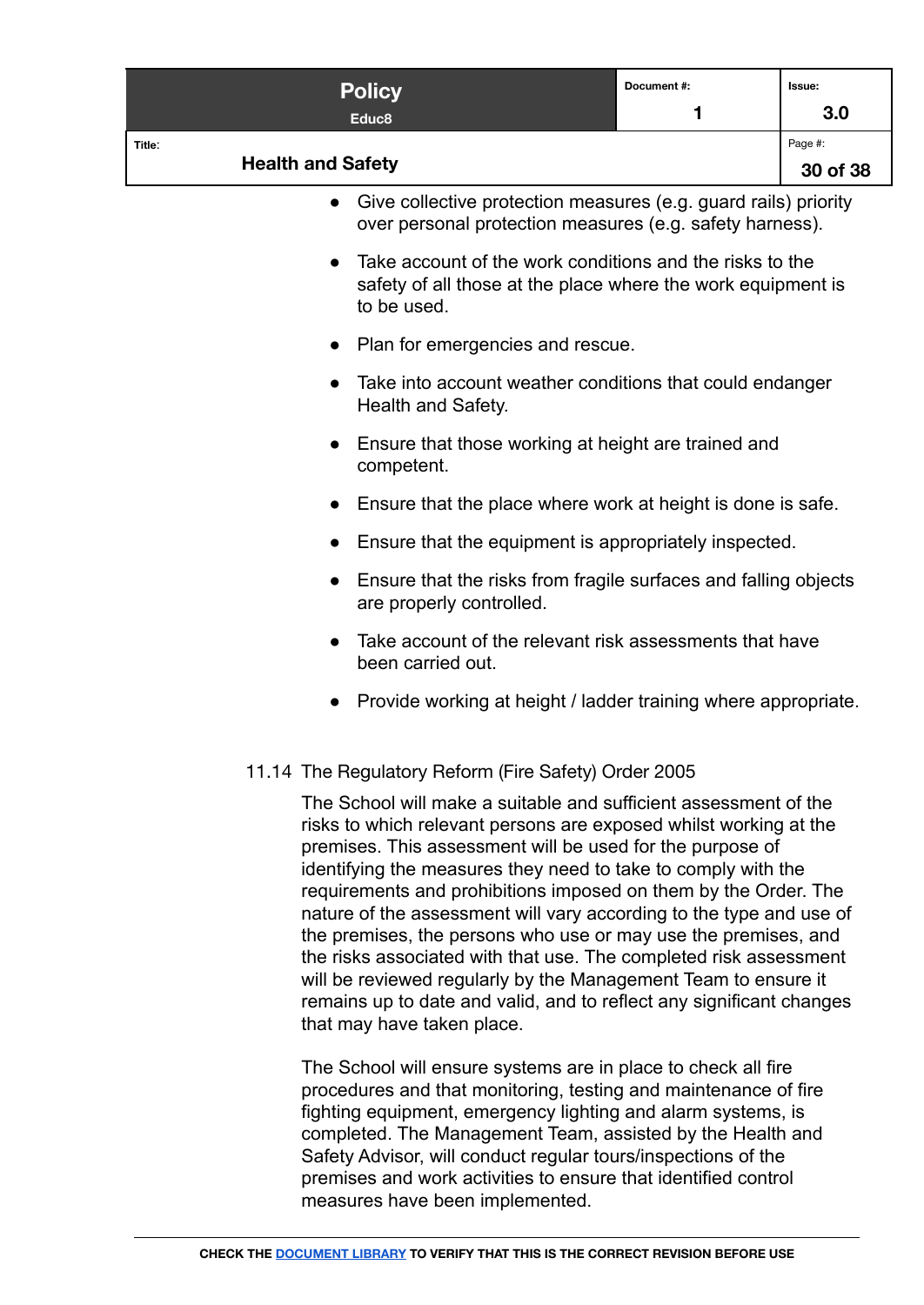- Give collective protection measures (e.g. guard rails) priority over personal protection measures (e.g. safety harness).
- Take account of the work conditions and the risks to the safety of all those at the place where the work equipment is to be used.
- Plan for emergencies and rescue.
- Take into account weather conditions that could endanger Health and Safety.
- Ensure that those working at height are trained and competent.
- Ensure that the place where work at height is done is safe.
- Ensure that the equipment is appropriately inspected.
- Ensure that the risks from fragile surfaces and falling objects are properly controlled.
- Take account of the relevant risk assessments that have been carried out.
- Provide working at height / ladder training where appropriate.

### 11.14 The Regulatory Reform (Fire Safety) Order 2005

The School will make a suitable and sufficient assessment of the risks to which relevant persons are exposed whilst working at the premises. This assessment will be used for the purpose of identifying the measures they need to take to comply with the requirements and prohibitions imposed on them by the Order. The nature of the assessment will vary according to the type and use of the premises, the persons who use or may use the premises, and the risks associated with that use. The completed risk assessment will be reviewed regularly by the Management Team to ensure it remains up to date and valid, and to reflect any significant changes that may have taken place.

The School will ensure systems are in place to check all fire procedures and that monitoring, testing and maintenance of fire fighting equipment, emergency lighting and alarm systems, is completed. The Management Team, assisted by the Health and Safety Advisor, will conduct regular tours/inspections of the premises and work activities to ensure that identified control measures have been implemented.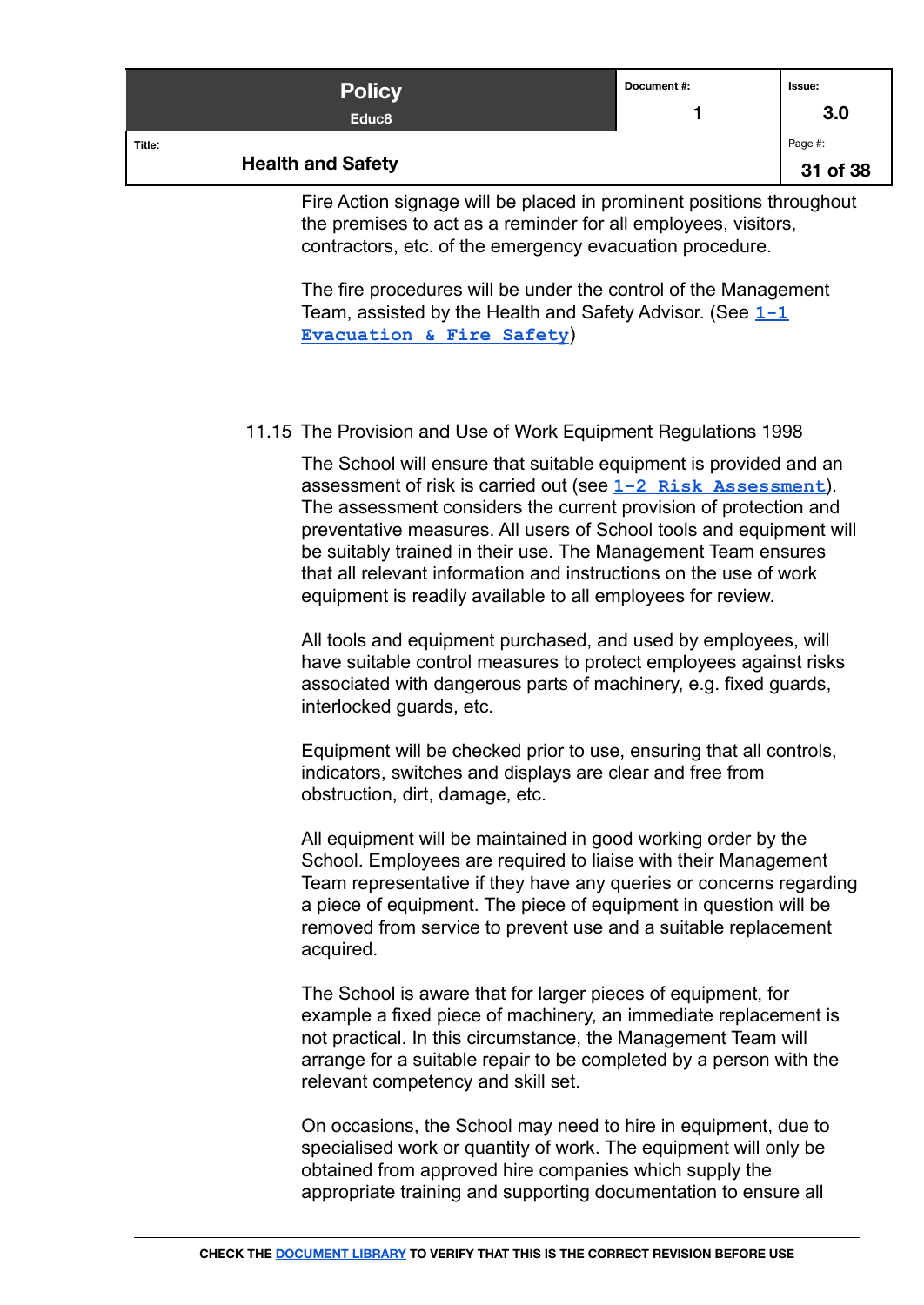Fire Action signage will be placed in prominent positions throughout the premises to act as a reminder for all employees, visitors, contractors, etc. of the emergency evacuation procedure.

The fire procedures will be under the control of the Management Team, assisted by the Health and Safety Advisor. (See **1-1 Evacuation & Fire Safety**)

### 11.15 The Provision and Use of Work Equipment Regulations 1998

The School will ensure that suitable equipment is provided and an assessment of risk is carried out (see **1-2 Risk Assessment**). The assessment considers the current provision of protection and preventative measures. All users of School tools and equipment will be suitably trained in their use. The Management Team ensures that all relevant information and instructions on the use of work equipment is readily available to all employees for review.

All tools and equipment purchased, and used by employees, will have suitable control measures to protect employees against risks associated with dangerous parts of machinery, e.g. fixed guards, interlocked guards, etc.

Equipment will be checked prior to use, ensuring that all controls, indicators, switches and displays are clear and free from obstruction, dirt, damage, etc.

All equipment will be maintained in good working order by the School. Employees are required to liaise with their Management Team representative if they have any queries or concerns regarding a piece of equipment. The piece of equipment in question will be removed from service to prevent use and a suitable replacement acquired.

The School is aware that for larger pieces of equipment, for example a fixed piece of machinery, an immediate replacement is not practical. In this circumstance, the Management Team will arrange for a suitable repair to be completed by a person with the relevant competency and skill set.

On occasions, the School may need to hire in equipment, due to specialised work or quantity of work. The equipment will only be obtained from approved hire companies which supply the appropriate training and supporting documentation to ensure all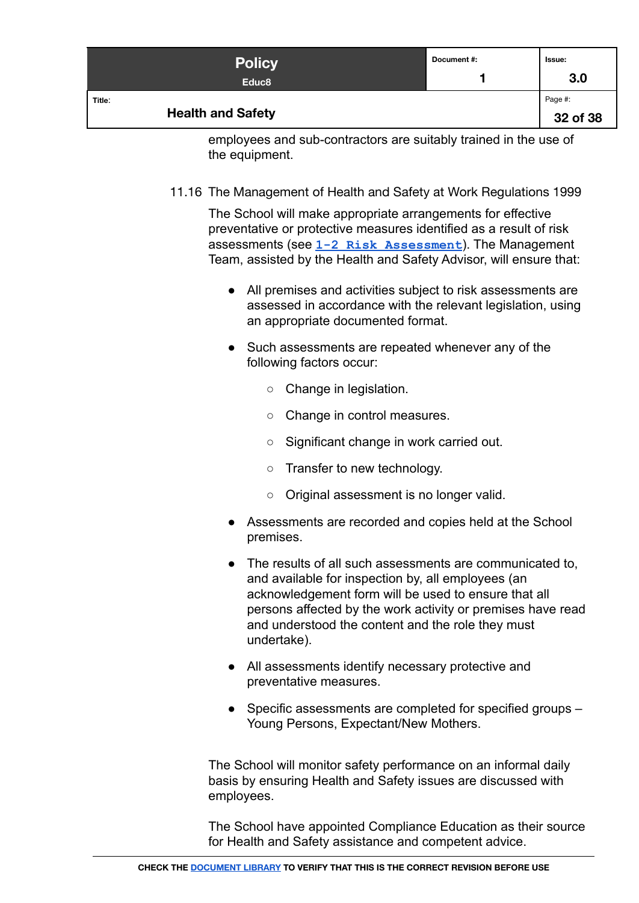employees and sub-contractors are suitably trained in the use of the equipment.

## 11.16 The Management of Health and Safety at Work Regulations 1999

The School will make appropriate arrangements for effective preventative or protective measures identified as a result of risk assessments (see 1-2 Risk Assessment). The Management Team, assisted by the Health and Safety Advisor, will ensure that:

- All premises and activities subject to risk assessments are assessed in accordance with the relevant legislation, using an appropriate documented format.
- Such assessments are repeated whenever any of the following factors occur:
  - Change in legislation.
  - Change in control measures.
  - Significant change in work carried out.
  - Transfer to new technology.
  - Original assessment is no longer valid.
- Assessments are recorded and copies held at the School premises.
- The results of all such assessments are communicated to, and available for inspection by, all employees (an acknowledgement form will be used to ensure that all persons affected by the work activity or premises have read and understood the content and the role they must undertake).
- All assessments identify necessary protective and preventative measures.
- Specific assessments are completed for specified groups – Young Persons, Expectant/New Mothers.

The School will monitor safety performance on an informal daily basis by ensuring Health and Safety issues are discussed with employees.

The School have appointed Compliance Education as their source for Health and Safety assistance and competent advice.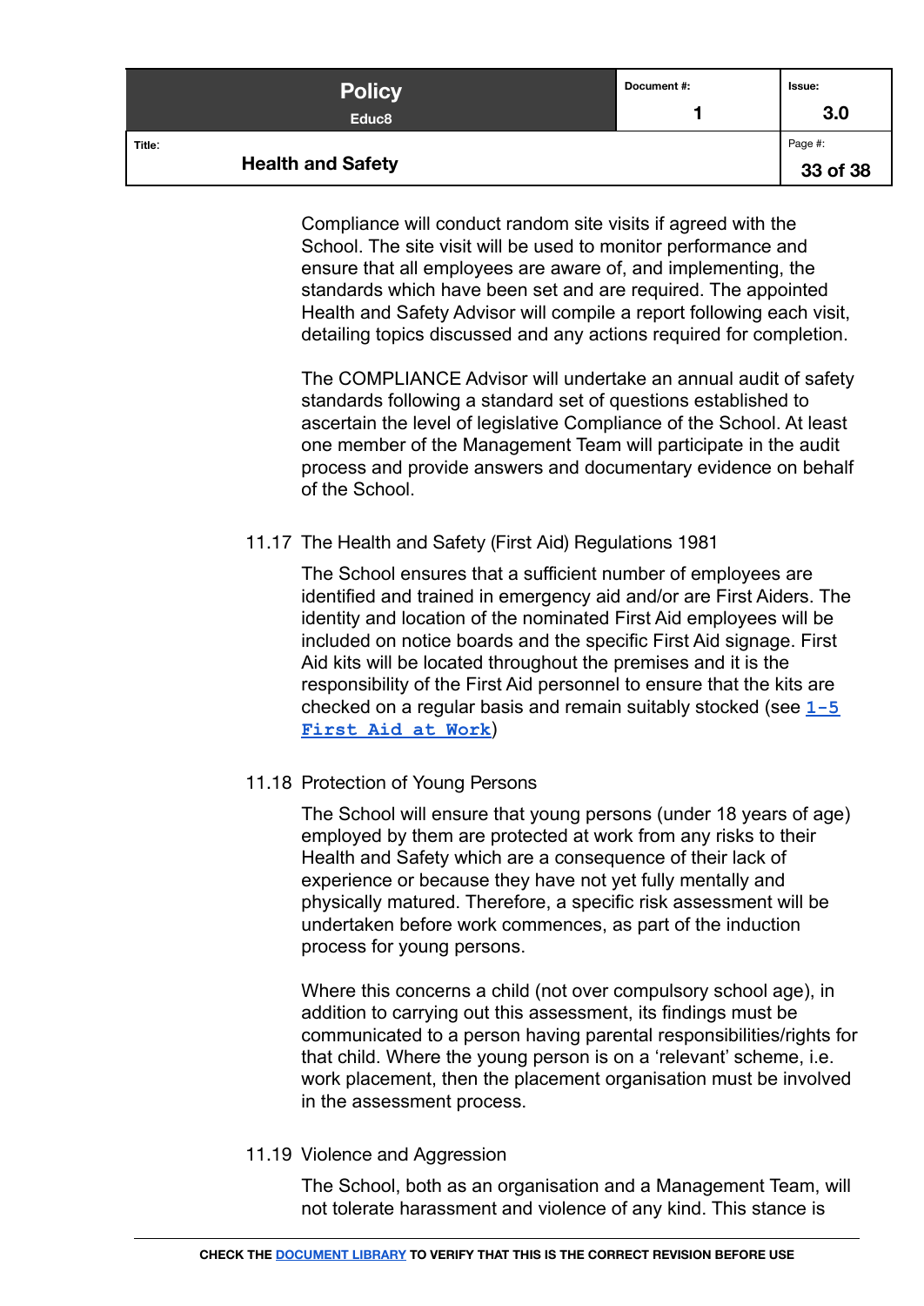Compliance will conduct random site visits if agreed with the School. The site visit will be used to monitor performance and ensure that all employees are aware of, and implementing, the standards which have been set and are required. The appointed Health and Safety Advisor will compile a report following each visit, detailing topics discussed and any actions required for completion.

The COMPLIANCE Advisor will undertake an annual audit of safety standards following a standard set of questions established to ascertain the level of legislative Compliance of the School. At least one member of the Management Team will participate in the audit process and provide answers and documentary evidence on behalf of the School.

### 11.17 The Health and Safety (First Aid) Regulations 1981

The School ensures that a sufficient number of employees are identified and trained in emergency aid and/or are First Aiders. The identity and location of the nominated First Aid employees will be included on notice boards and the specific First Aid signage. First Aid kits will be located throughout the premises and it is the responsibility of the First Aid personnel to ensure that the kits are checked on a regular basis and remain suitably stocked (see **1-5 First Aid at Work**)

### 11.18 Protection of Young Persons

The School will ensure that young persons (under 18 years of age) employed by them are protected at work from any risks to their Health and Safety which are a consequence of their lack of experience or because they have not yet fully mentally and physically matured. Therefore, a specific risk assessment will be undertaken before work commences, as part of the induction process for young persons.

Where this concerns a child (not over compulsory school age), in addition to carrying out this assessment, its findings must be communicated to a person having parental responsibilities/rights for that child. Where the young person is on a 'relevant' scheme, i.e. work placement, then the placement organisation must be involved in the assessment process.

### 11.19 Violence and Aggression

The School, both as an organisation and a Management Team, will not tolerate harassment and violence of any kind. This stance is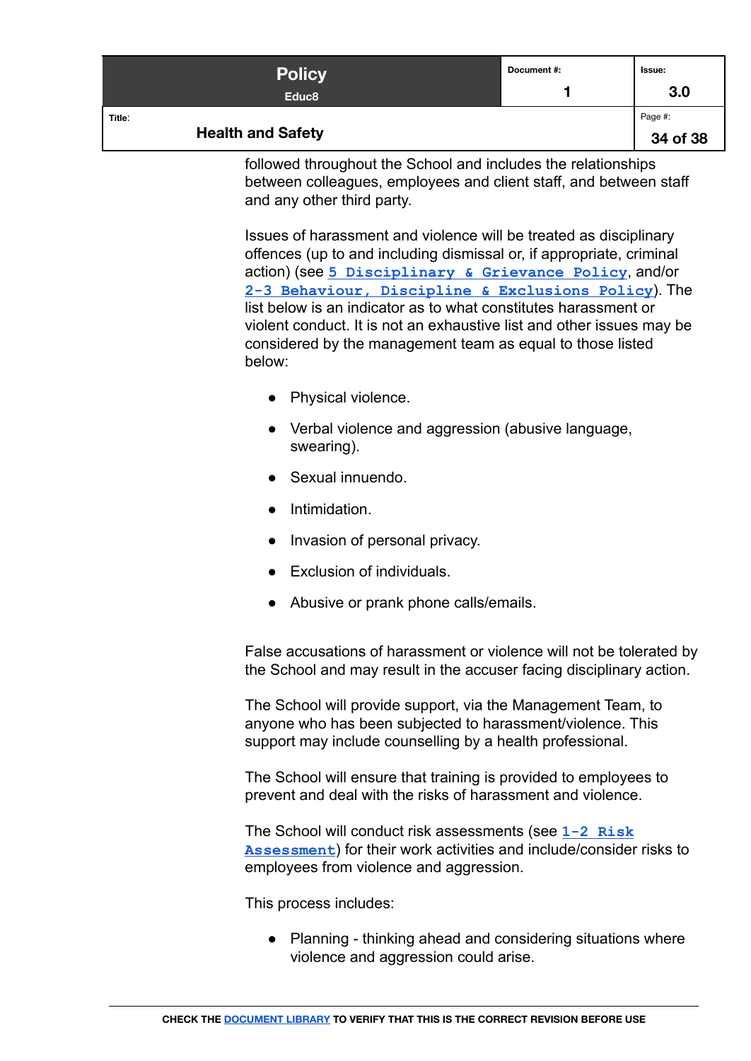followed throughout the School and includes the relationships between colleagues, employees and client staff, and between staff and any other third party.

Issues of harassment and violence will be treated as disciplinary offences (up to and including dismissal or, if appropriate, criminal action) (see **5 Disciplinary & Grievance Policy**, and/or **2-3 Behaviour, Discipline & Exclusions Policy**). The list below is an indicator as to what constitutes harassment or violent conduct. It is not an exhaustive list and other issues may be considered by the management team as equal to those listed below:

- Physical violence.
- Verbal violence and aggression (abusive language, swearing).
- Sexual innuendo.
- Intimidation.
- Invasion of personal privacy.
- Exclusion of individuals.
- Abusive or prank phone calls/emails.

False accusations of harassment or violence will not be tolerated by the School and may result in the accuser facing disciplinary action.

The School will provide support, via the Management Team, to anyone who has been subjected to harassment/violence. This support may include counselling by a health professional.

The School will ensure that training is provided to employees to prevent and deal with the risks of harassment and violence.

The School will conduct risk assessments (see **1-2 Risk Assessment**) for their work activities and include/consider risks to employees from violence and aggression.

This process includes:

- Planning - thinking ahead and considering situations where violence and aggression could arise.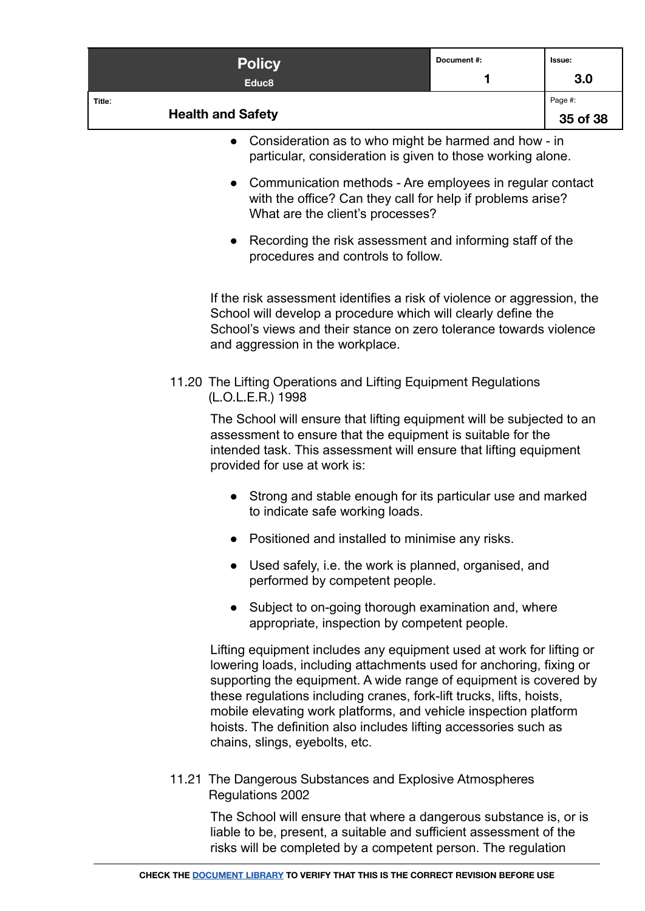- Consideration as to who might be harmed and how - in particular, consideration is given to those working alone.
- Communication methods - Are employees in regular contact with the office? Can they call for help if problems arise? What are the client's processes?
- Recording the risk assessment and informing staff of the procedures and controls to follow.

If the risk assessment identifies a risk of violence or aggression, the School will develop a procedure which will clearly define the School's views and their stance on zero tolerance towards violence and aggression in the workplace.

### 11.20 The Lifting Operations and Lifting Equipment Regulations (L.O.L.E.R.) 1998

The School will ensure that lifting equipment will be subjected to an assessment to ensure that the equipment is suitable for the intended task. This assessment will ensure that lifting equipment provided for use at work is:

- Strong and stable enough for its particular use and marked to indicate safe working loads.
- Positioned and installed to minimise any risks.
- Used safely, i.e. the work is planned, organised, and performed by competent people.
- Subject to on-going thorough examination and, where appropriate, inspection by competent people.

Lifting equipment includes any equipment used at work for lifting or lowering loads, including attachments used for anchoring, fixing or supporting the equipment. A wide range of equipment is covered by these regulations including cranes, fork-lift trucks, lifts, hoists, mobile elevating work platforms, and vehicle inspection platform hoists. The definition also includes lifting accessories such as chains, slings, eyebolts, etc.

### 11.21 The Dangerous Substances and Explosive Atmospheres Regulations 2002

The School will ensure that where a dangerous substance is, or is liable to be, present, a suitable and sufficient assessment of the risks will be completed by a competent person. The regulation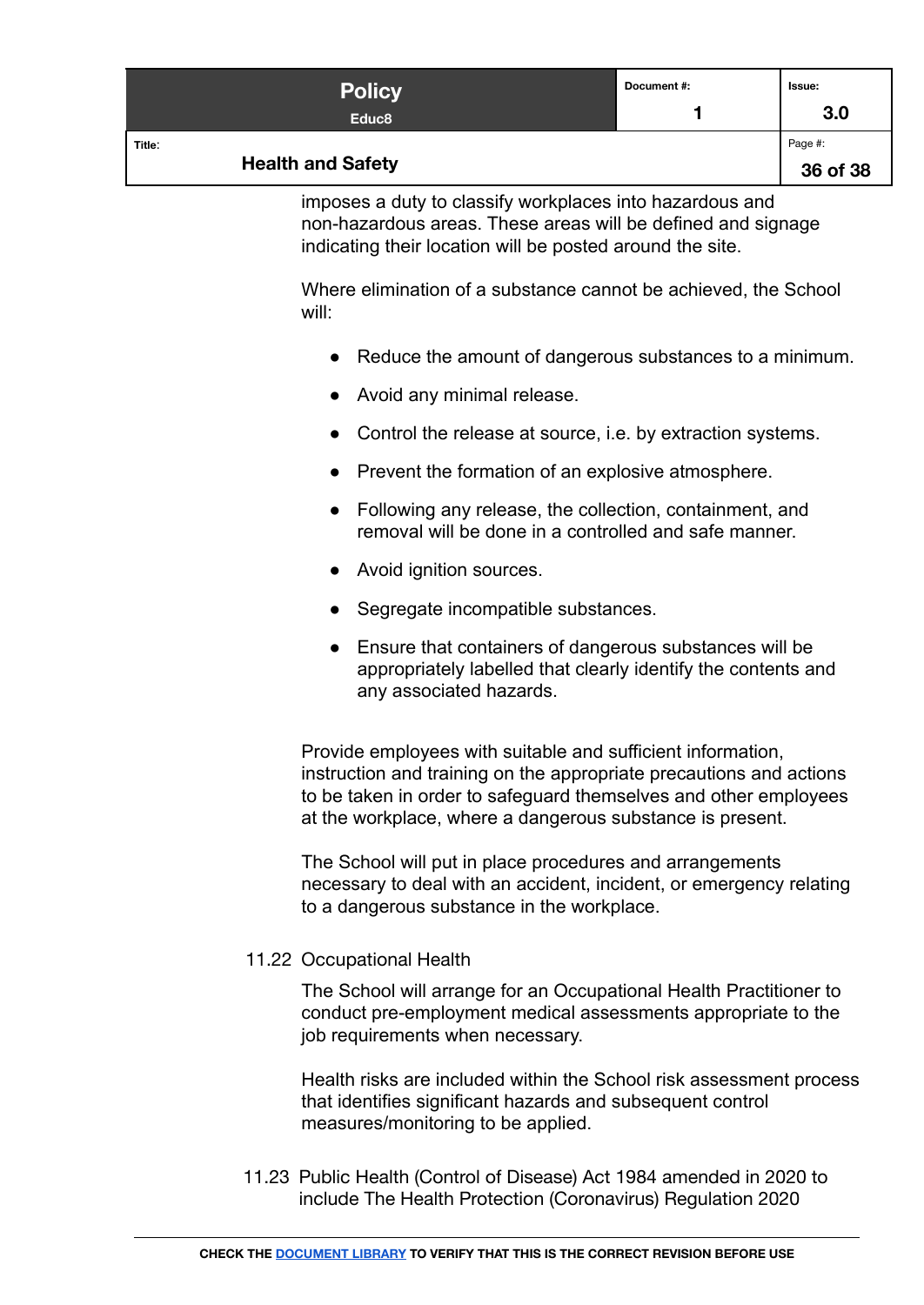imposes a duty to classify workplaces into hazardous and non-hazardous areas. These areas will be defined and signage indicating their location will be posted around the site.

Where elimination of a substance cannot be achieved, the School will:

- Reduce the amount of dangerous substances to a minimum.
- Avoid any minimal release.
- Control the release at source, i.e. by extraction systems.
- Prevent the formation of an explosive atmosphere.
- Following any release, the collection, containment, and removal will be done in a controlled and safe manner.
- Avoid ignition sources.
- Segregate incompatible substances.
- Ensure that containers of dangerous substances will be appropriately labelled that clearly identify the contents and any associated hazards.

Provide employees with suitable and sufficient information, instruction and training on the appropriate precautions and actions to be taken in order to safeguard themselves and other employees at the workplace, where a dangerous substance is present.

The School will put in place procedures and arrangements necessary to deal with an accident, incident, or emergency relating to a dangerous substance in the workplace.

### 11.22 Occupational Health

The School will arrange for an Occupational Health Practitioner to conduct pre-employment medical assessments appropriate to the job requirements when necessary.

Health risks are included within the School risk assessment process that identifies significant hazards and subsequent control measures/monitoring to be applied.

### 11.23 Public Health (Control of Disease) Act 1984 amended in 2020 to include The Health Protection (Coronavirus) Regulation 2020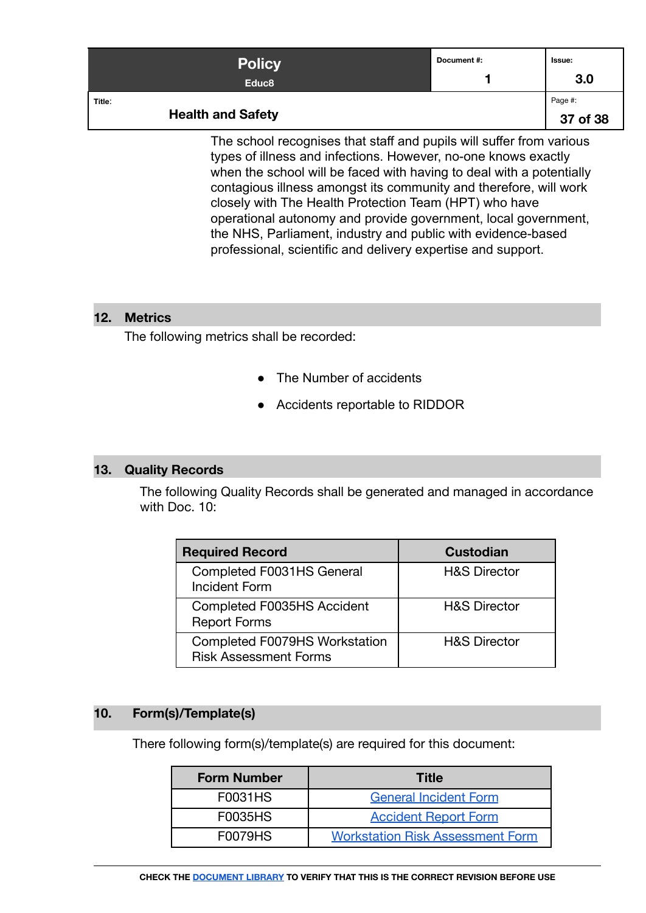The school recognises that staff and pupils will suffer from various types of illness and infections. However, no-one knows exactly when the school will be faced with having to deal with a potentially contagious illness amongst its community and therefore, will work closely with The Health Protection Team (HPT) who have operational autonomy and provide government, local government, the NHS, Parliament, industry and public with evidence-based professional, scientific and delivery expertise and support.

## 12. Metrics

The following metrics shall be recorded:

- The Number of accidents
- Accidents reportable to RIDDOR

## 13. Quality Records

The following Quality Records shall be generated and managed in accordance with Doc. 10:

| Required Record | Custodian |
|---|---|
| Completed F0031HS General Incident Form | H&S Director |
| Completed F0035HS Accident Report Forms | H&S Director |
| Completed F0079HS Workstation Risk Assessment Forms | H&S Director |

## 10. Form(s)/Template(s)

There following form(s)/template(s) are required for this document:

| Form Number | Title |
|---|---|
| F0031HS | General Incident Form |
| F0035HS | Accident Report Form |
| F0079HS | Workstation Risk Assessment Form |

CHECK THE DOCUMENT LIBRARY TO VERIFY THAT THIS IS THE CORRECT REVISION BEFORE USE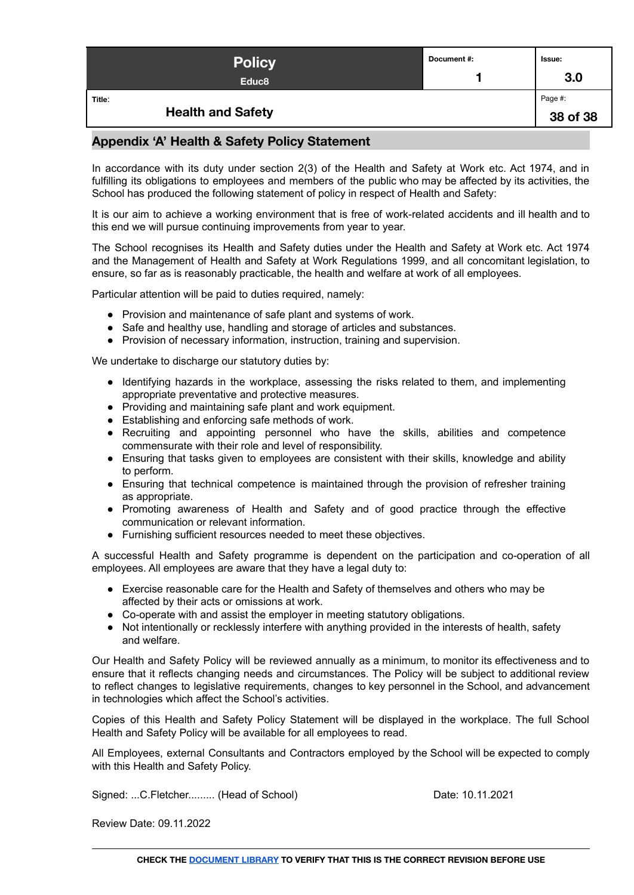## Appendix 'A' Health & Safety Policy Statement

In accordance with its duty under section 2(3) of the Health and Safety at Work etc. Act 1974, and in fulfilling its obligations to employees and members of the public who may be affected by its activities, the School has produced the following statement of policy in respect of Health and Safety:

It is our aim to achieve a working environment that is free of work-related accidents and ill health and to this end we will pursue continuing improvements from year to year.

The School recognises its Health and Safety duties under the Health and Safety at Work etc. Act 1974 and the Management of Health and Safety at Work Regulations 1999, and all concomitant legislation, to ensure, so far as is reasonably practicable, the health and welfare at work of all employees.

Particular attention will be paid to duties required, namely:

- Provision and maintenance of safe plant and systems of work.
- Safe and healthy use, handling and storage of articles and substances.
- Provision of necessary information, instruction, training and supervision.

We undertake to discharge our statutory duties by:

- Identifying hazards in the workplace, assessing the risks related to them, and implementing appropriate preventative and protective measures.
- Providing and maintaining safe plant and work equipment.
- Establishing and enforcing safe methods of work.
- Recruiting and appointing personnel who have the skills, abilities and competence commensurate with their role and level of responsibility.
- Ensuring that tasks given to employees are consistent with their skills, knowledge and ability to perform.
- Ensuring that technical competence is maintained through the provision of refresher training as appropriate.
- Promoting awareness of Health and Safety and of good practice through the effective communication or relevant information.
- Furnishing sufficient resources needed to meet these objectives.

A successful Health and Safety programme is dependent on the participation and co-operation of all employees. All employees are aware that they have a legal duty to:

- Exercise reasonable care for the Health and Safety of themselves and others who may be affected by their acts or omissions at work.
- Co-operate with and assist the employer in meeting statutory obligations.
- Not intentionally or recklessly interfere with anything provided in the interests of health, safety and welfare.

Our Health and Safety Policy will be reviewed annually as a minimum, to monitor its effectiveness and to ensure that it reflects changing needs and circumstances. The Policy will be subject to additional review to reflect changes to legislative requirements, changes to key personnel in the School, and advancement in technologies which affect the School's activities.

Copies of this Health and Safety Policy Statement will be displayed in the workplace. The full School Health and Safety Policy will be available for all employees to read.

All Employees, external Consultants and Contractors employed by the School will be expected to comply with this Health and Safety Policy.

Signed: ...C.Fletcher......... (Head of School) Date: 10.11.2021

Review Date: 09.11.2022